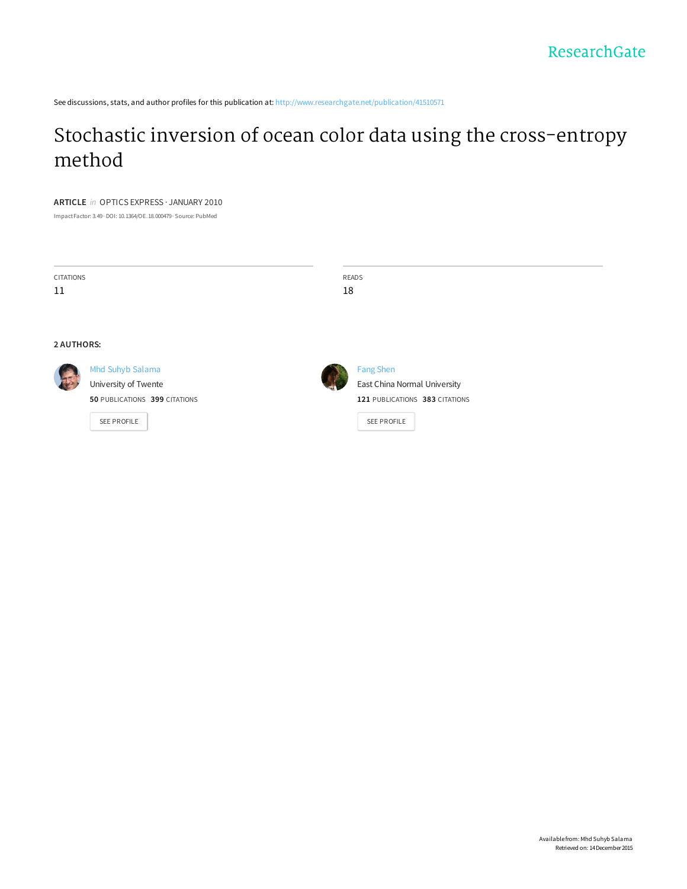ResearchGate

See discussions, stats, and author profiles for this publication at: http://www.researchgate.net/publication/41510571

# Stochastic inversion of ocean color data using the cross-entropy method

**ARTICLE** *in* OPTICS EXPRESS · JANUARY 2010

Impact Factor: 3.49 · DOI: 10.1364/OE.18.000479 · Source: PubMed

| CITATIONS | READS |
| --- | --- |
| 11 | 18 |

**2 AUTHORS:**

**Mhd Suhyb Salama**
University of Twente
**50** PUBLICATIONS **399** CITATIONS

SEE PROFILE

**Fang Shen**
East China Normal University
**121** PUBLICATIONS **383** CITATIONS

SEE PROFILE

Available from: Mhd Suhyb Salama
Retrieved on: 14 December 2015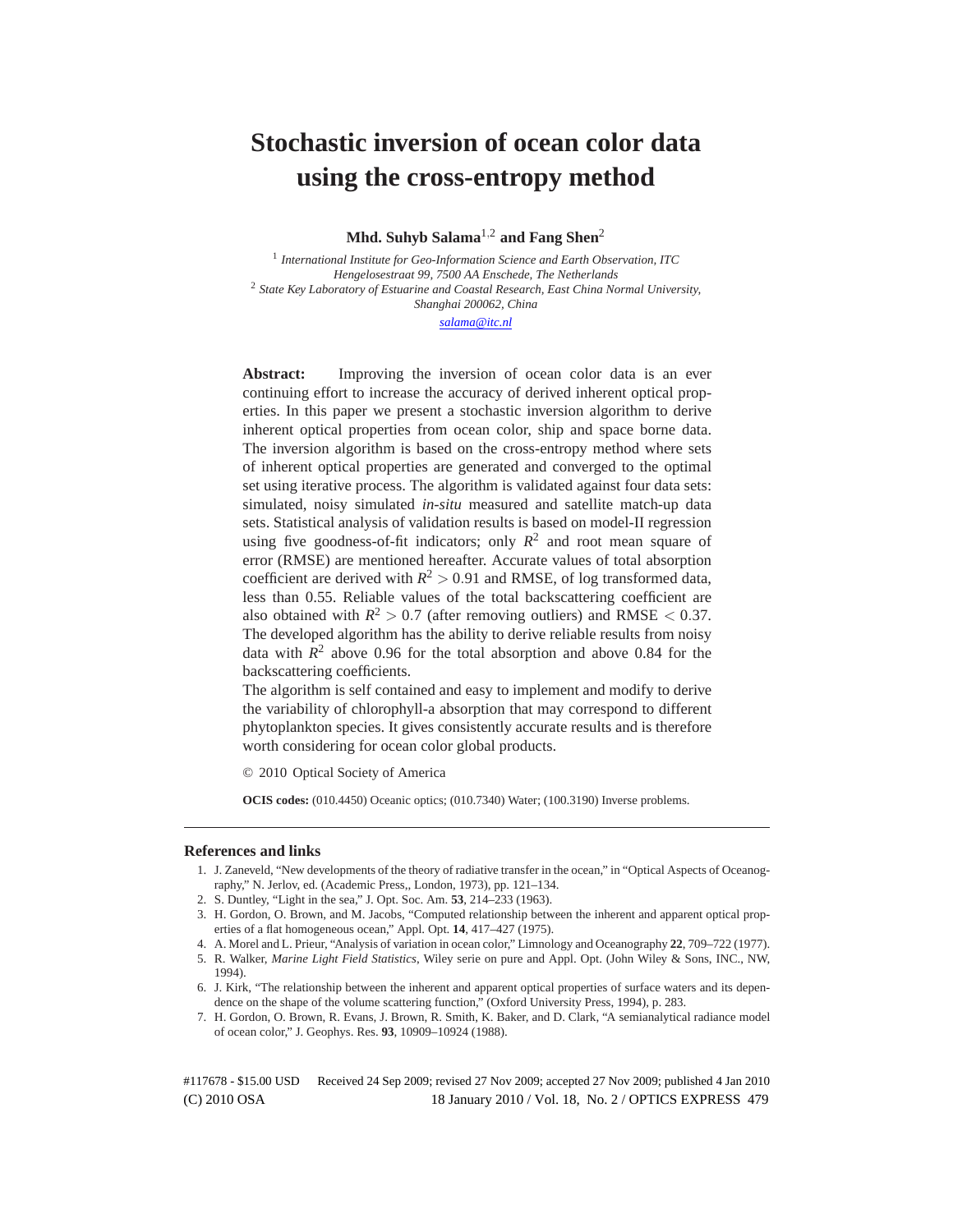# Stochastic inversion of ocean color data using the cross-entropy method

**Mhd. Suhyb Salama**[1,2] **and Fang Shen**[2]

[1] *International Institute for Geo-Information Science and Earth Observation, ITC Hengelosestraat 99, 7500 AA Enschede, The Netherlands*
[2] *State Key Laboratory of Estuarine and Coastal Research, East China Normal University, Shanghai 200062, China*

salama@itc.nl

**Abstract:** Improving the inversion of ocean color data is an ever continuing effort to increase the accuracy of derived inherent optical properties. In this paper we present a stochastic inversion algorithm to derive inherent optical properties from ocean color, ship and space borne data. The inversion algorithm is based on the cross-entropy method where sets of inherent optical properties are generated and converged to the optimal set using iterative process. The algorithm is validated against four data sets: simulated, noisy simulated *in-situ* measured and satellite match-up data sets. Statistical analysis of validation results is based on model-II regression using five goodness-of-fit indicators; only $R^2$ and root mean square of error (RMSE) are mentioned hereafter. Accurate values of total absorption coefficient are derived with $R^2 > 0.91$ and RMSE, of log transformed data, less than 0.55. Reliable values of the total backscattering coefficient are also obtained with $R^2 > 0.7$ (after removing outliers) and RMSE $< 0.37$. The developed algorithm has the ability to derive reliable results from noisy data with $R^2$ above 0.96 for the total absorption and above 0.84 for the backscattering coefficients.

The algorithm is self contained and easy to implement and modify to derive the variability of chlorophyll-a absorption that may correspond to different phytoplankton species. It gives consistently accurate results and is therefore worth considering for ocean color global products.

© 2010 Optical Society of America

**OCIS codes:** (010.4450) Oceanic optics; (010.7340) Water; (100.3190) Inverse problems.

## References and links

1. J. Zaneveld, "New developments of the theory of radiative transfer in the ocean," in "Optical Aspects of Oceanography," N. Jerlov, ed. (Academic Press,, London, 1973), pp. 121–134.
2. S. Duntley, "Light in the sea," J. Opt. Soc. Am. **53**, 214–233 (1963).
3. H. Gordon, O. Brown, and M. Jacobs, "Computed relationship between the inherent and apparent optical properties of a flat homogeneous ocean," Appl. Opt. **14**, 417–427 (1975).
4. A. Morel and L. Prieur, "Analysis of variation in ocean color," Limnology and Oceanography **22**, 709–722 (1977).
5. R. Walker, *Marine Light Field Statistics*, Wiley serie on pure and Appl. Opt. (John Wiley & Sons, INC., NW, 1994).
6. J. Kirk, "The relationship between the inherent and apparent optical properties of surface waters and its dependence on the shape of the volume scattering function," (Oxford University Press, 1994), p. 283.
7. H. Gordon, O. Brown, R. Evans, J. Brown, R. Smith, K. Baker, and D. Clark, "A semianalytical radiance model of ocean color," J. Geophys. Res. **93**, 10909–10924 (1988).

#117678 - $15.00 USD Received 24 Sep 2009; revised 27 Nov 2009; accepted 27 Nov 2009; published 4 Jan 2010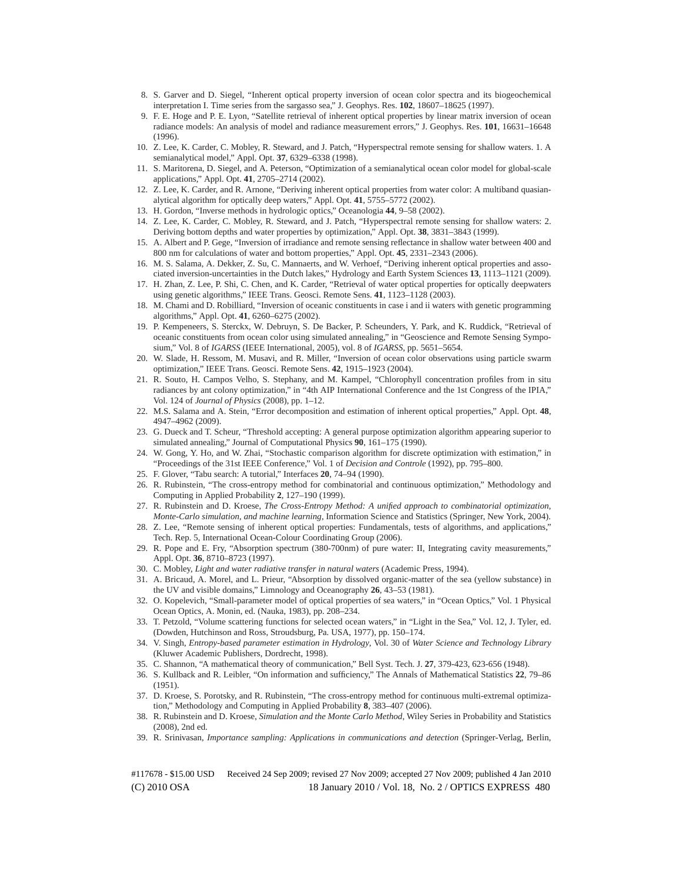8. S. Garver and D. Siegel, "Inherent optical property inversion of ocean color spectra and its biogeochemical interpretation I. Time series from the sargasso sea," J. Geophys. Res. **102**, 18607–18625 (1997).
9. F. E. Hoge and P. E. Lyon, "Satellite retrieval of inherent optical properties by linear matrix inversion of ocean radiance models: An analysis of model and radiance measurement errors," J. Geophys. Res. **101**, 16631–16648 (1996).
10. Z. Lee, K. Carder, C. Mobley, R. Steward, and J. Patch, "Hyperspectral remote sensing for shallow waters. 1. A semianalytical model," Appl. Opt. **37**, 6329–6338 (1998).
11. S. Maritorena, D. Siegel, and A. Peterson, "Optimization of a semianalytical ocean color model for global-scale applications," Appl. Opt. **41**, 2705–2714 (2002).
12. Z. Lee, K. Carder, and R. Arnone, "Deriving inherent optical properties from water color: A multiband quasianalytical algorithm for optically deep waters," Appl. Opt. **41**, 5755–5772 (2002).
13. H. Gordon, "Inverse methods in hydrologic optics," Oceanologia **44**, 9–58 (2002).
14. Z. Lee, K. Carder, C. Mobley, R. Steward, and J. Patch, "Hyperspectral remote sensing for shallow waters: 2. Deriving bottom depths and water properties by optimization," Appl. Opt. **38**, 3831–3843 (1999).
15. A. Albert and P. Gege, "Inversion of irradiance and remote sensing reflectance in shallow water between 400 and 800 nm for calculations of water and bottom properties," Appl. Opt. **45**, 2331–2343 (2006).
16. M. S. Salama, A. Dekker, Z. Su, C. Mannaerts, and W. Verhoef, "Deriving inherent optical properties and associated inversion-uncertainties in the Dutch lakes," Hydrology and Earth System Sciences **13**, 1113–1121 (2009).
17. H. Zhan, Z. Lee, P. Shi, C. Chen, and K. Carder, "Retrieval of water optical properties for optically deepwaters using genetic algorithms," IEEE Trans. Geosci. Remote Sens. **41**, 1123–1128 (2003).
18. M. Chami and D. Robilliard, "Inversion of oceanic constituents in case i and ii waters with genetic programming algorithms," Appl. Opt. **41**, 6260–6275 (2002).
19. P. Kempeneers, S. Sterckx, W. Debruyn, S. De Backer, P. Scheunders, Y. Park, and K. Ruddick, "Retrieval of oceanic constituents from ocean color using simulated annealing," in "Geoscience and Remote Sensing Symposium," Vol. 8 of *IGARSS* (IEEE International, 2005), vol. 8 of *IGARSS*, pp. 5651–5654.
20. W. Slade, H. Ressom, M. Musavi, and R. Miller, "Inversion of ocean color observations using particle swarm optimization," IEEE Trans. Geosci. Remote Sens. **42**, 1915–1923 (2004).
21. R. Souto, H. Campos Velho, S. Stephany, and M. Kampel, "Chlorophyll concentration profiles from in situ radiances by ant colony optimization," in "4th AIP International Conference and the 1st Congress of the IPIA," Vol. 124 of *Journal of Physics* (2008), pp. 1–12.
22. M.S. Salama and A. Stein, "Error decomposition and estimation of inherent optical properties," Appl. Opt. **48**, 4947–4962 (2009).
23. G. Dueck and T. Scheur, "Threshold accepting: A general purpose optimization algorithm appearing superior to simulated annealing," Journal of Computational Physics **90**, 161–175 (1990).
24. W. Gong, Y. Ho, and W. Zhai, "Stochastic comparison algorithm for discrete optimization with estimation," in "Proceedings of the 31st IEEE Conference," Vol. 1 of *Decision and Controle* (1992), pp. 795–800.
25. F. Glover, "Tabu search: A tutorial," Interfaces **20**, 74–94 (1990).
26. R. Rubinstein, "The cross-entropy method for combinatorial and continuous optimization," Methodology and Computing in Applied Probability **2**, 127–190 (1999).
27. R. Rubinstein and D. Kroese, *The Cross-Entropy Method: A unified approach to combinatorial optimization, Monte-Carlo simulation, and machine learning*, Information Science and Statistics (Springer, New York, 2004).
28. Z. Lee, "Remote sensing of inherent optical properties: Fundamentals, tests of algorithms, and applications," Tech. Rep. 5, International Ocean-Colour Coordinating Group (2006).
29. R. Pope and E. Fry, "Absorption spectrum (380-700nm) of pure water: II, Integrating cavity measurements," Appl. Opt. **36**, 8710–8723 (1997).
30. C. Mobley, *Light and water radiative transfer in natural waters* (Academic Press, 1994).
31. A. Bricaud, A. Morel, and L. Prieur, "Absorption by dissolved organic-matter of the sea (yellow substance) in the UV and visible domains," Limnology and Oceanography **26**, 43–53 (1981).
32. O. Kopelevich, "Small-parameter model of optical properties of sea waters," in "Ocean Optics," Vol. 1 Physical Ocean Optics, A. Monin, ed. (Nauka, 1983), pp. 208–234.
33. T. Petzold, "Volume scattering functions for selected ocean waters," in "Light in the Sea," Vol. 12, J. Tyler, ed. (Dowden, Hutchinson and Ross, Stroudsburg, Pa. USA, 1977), pp. 150–174.
34. V. Singh, *Entropy-based parameter estimation in Hydrology*, Vol. 30 of *Water Science and Technology Library* (Kluwer Academic Publishers, Dordrecht, 1998).
35. C. Shannon, "A mathematical theory of communication," Bell Syst. Tech. J. **27**, 379-423, 623-656 (1948).
36. S. Kullback and R. Leibler, "On information and sufficiency," The Annals of Mathematical Statistics **22**, 79–86 (1951).
37. D. Kroese, S. Porotsky, and R. Rubinstein, "The cross-entropy method for continuous multi-extremal optimization," Methodology and Computing in Applied Probability **8**, 383–407 (2006).
38. R. Rubinstein and D. Kroese, *Simulation and the Monte Carlo Method*, Wiley Series in Probability and Statistics (2008), 2nd ed.
39. R. Srinivasan, *Importance sampling: Applications in communications and detection* (Springer-Verlag, Berlin,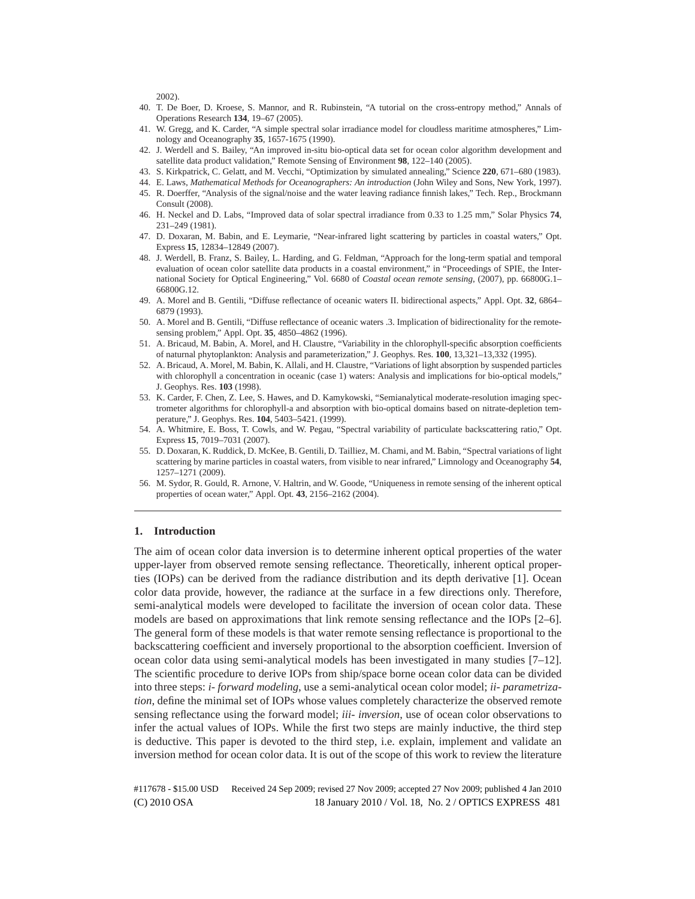2002).

40. T. De Boer, D. Kroese, S. Mannor, and R. Rubinstein, "A tutorial on the cross-entropy method," Annals of Operations Research **134**, 19–67 (2005).
41. W. Gregg, and K. Carder, "A simple spectral solar irradiance model for cloudless maritime atmospheres," Limnology and Oceanography **35**, 1657-1675 (1990).
42. J. Werdell and S. Bailey, "An improved in-situ bio-optical data set for ocean color algorithm development and satellite data product validation," Remote Sensing of Environment **98**, 122–140 (2005).
43. S. Kirkpatrick, C. Gelatt, and M. Vecchi, "Optimization by simulated annealing," Science **220**, 671–680 (1983).
44. E. Laws, *Mathematical Methods for Oceanographers: An introduction* (John Wiley and Sons, New York, 1997).
45. R. Doerffer, "Analysis of the signal/noise and the water leaving radiance finnish lakes," Tech. Rep., Brockmann Consult (2008).
46. H. Neckel and D. Labs, "Improved data of solar spectral irradiance from 0.33 to 1.25 mm," Solar Physics **74**, 231–249 (1981).
47. D. Doxaran, M. Babin, and E. Leymarie, "Near-infrared light scattering by particles in coastal waters," Opt. Express **15**, 12834–12849 (2007).
48. J. Werdell, B. Franz, S. Bailey, L. Harding, and G. Feldman, "Approach for the long-term spatial and temporal evaluation of ocean color satellite data products in a coastal environment," in "Proceedings of SPIE, the International Society for Optical Engineering," Vol. 6680 of *Coastal ocean remote sensing*, (2007), pp. 66800G.1–66800G.12.
49. A. Morel and B. Gentili, "Diffuse reflectance of oceanic waters II. bidirectional aspects," Appl. Opt. **32**, 6864–6879 (1993).
50. A. Morel and B. Gentili, "Diffuse reflectance of oceanic waters .3. Implication of bidirectionality for the remote-sensing problem," Appl. Opt. **35**, 4850–4862 (1996).
51. A. Bricaud, M. Babin, A. Morel, and H. Claustre, "Variability in the chlorophyll-specific absorption coefficients of naturnal phytoplankton: Analysis and parameterization," J. Geophys. Res. **100**, 13,321–13,332 (1995).
52. A. Bricaud, A. Morel, M. Babin, K. Allali, and H. Claustre, "Variations of light absorption by suspended particles with chlorophyll a concentration in oceanic (case 1) waters: Analysis and implications for bio-optical models," J. Geophys. Res. **103** (1998).
53. K. Carder, F. Chen, Z. Lee, S. Hawes, and D. Kamykowski, "Semianalytical moderate-resolution imaging spectrometer algorithms for chlorophyll-a and absorption with bio-optical domains based on nitrate-depletion temperature," J. Geophys. Res. **104**, 5403–5421. (1999).
54. A. Whitmire, E. Boss, T. Cowls, and W. Pegau, "Spectral variability of particulate backscattering ratio," Opt. Express **15**, 7019–7031 (2007).
55. D. Doxaran, K. Ruddick, D. McKee, B. Gentili, D. Tailliez, M. Chami, and M. Babin, "Spectral variations of light scattering by marine particles in coastal waters, from visible to near infrared," Limnology and Oceanography **54**, 1257–1271 (2009).
56. M. Sydor, R. Gould, R. Arnone, V. Haltrin, and W. Goode, "Uniqueness in remote sensing of the inherent optical properties of ocean water," Appl. Opt. **43**, 2156–2162 (2004).

---

## 1. Introduction

The aim of ocean color data inversion is to determine inherent optical properties of the water upper-layer from observed remote sensing reflectance. Theoretically, inherent optical properties (IOPs) can be derived from the radiance distribution and its depth derivative [1]. Ocean color data provide, however, the radiance at the surface in a few directions only. Therefore, semi-analytical models were developed to facilitate the inversion of ocean color data. These models are based on approximations that link remote sensing reflectance and the IOPs [2–6]. The general form of these models is that water remote sensing reflectance is proportional to the backscattering coefficient and inversely proportional to the absorption coefficient. Inversion of ocean color data using semi-analytical models has been investigated in many studies [7–12]. The scientific procedure to derive IOPs from ship/space borne ocean color data can be divided into three steps: *i- forward modeling*, use a semi-analytical ocean color model; *ii- parametrization*, define the minimal set of IOPs whose values completely characterize the observed remote sensing reflectance using the forward model; *iii- inversion*, use of ocean color observations to infer the actual values of IOPs. While the first two steps are mainly inductive, the third step is deductive. This paper is devoted to the third step, i.e. explain, implement and validate an inversion method for ocean color data. It is out of the scope of this work to review the literature

#117678 - $15.00 USD Received 24 Sep 2009; revised 27 Nov 2009; accepted 27 Nov 2009; published 4 Jan 2010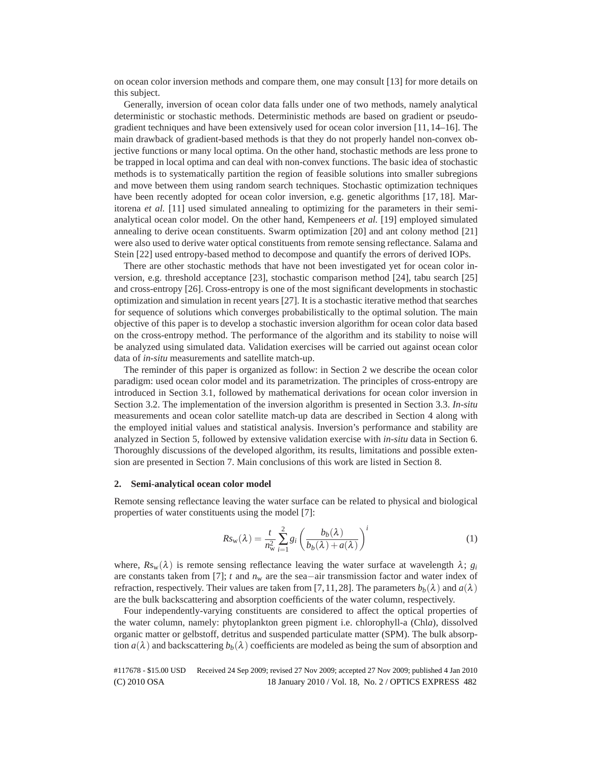on ocean color inversion methods and compare them, one may consult [13] for more details on this subject.

Generally, inversion of ocean color data falls under one of two methods, namely analytical deterministic or stochastic methods. Deterministic methods are based on gradient or pseudo-gradient techniques and have been extensively used for ocean color inversion [11, 14–16]. The main drawback of gradient-based methods is that they do not properly handel non-convex objective functions or many local optima. On the other hand, stochastic methods are less prone to be trapped in local optima and can deal with non-convex functions. The basic idea of stochastic methods is to systematically partition the region of feasible solutions into smaller subregions and move between them using random search techniques. Stochastic optimization techniques have been recently adopted for ocean color inversion, e.g. genetic algorithms [17, 18]. Maritorena *et al.* [11] used simulated annealing to optimizing for the parameters in their semi-analytical ocean color model. On the other hand, Kempeneers *et al.* [19] employed simulated annealing to derive ocean constituents. Swarm optimization [20] and ant colony method [21] were also used to derive water optical constituents from remote sensing reflectance. Salama and Stein [22] used entropy-based method to decompose and quantify the errors of derived IOPs.

There are other stochastic methods that have not been investigated yet for ocean color inversion, e.g. threshold acceptance [23], stochastic comparison method [24], tabu search [25] and cross-entropy [26]. Cross-entropy is one of the most significant developments in stochastic optimization and simulation in recent years [27]. It is a stochastic iterative method that searches for sequence of solutions which converges probabilistically to the optimal solution. The main objective of this paper is to develop a stochastic inversion algorithm for ocean color data based on the cross-entropy method. The performance of the algorithm and its stability to noise will be analyzed using simulated data. Validation exercises will be carried out against ocean color data of *in-situ* measurements and satellite match-up.

The reminder of this paper is organized as follow: in Section 2 we describe the ocean color paradigm: used ocean color model and its parametrization. The principles of cross-entropy are introduced in Section 3.1, followed by mathematical derivations for ocean color inversion in Section 3.2. The implementation of the inversion algorithm is presented in Section 3.3. *In-situ* measurements and ocean color satellite match-up data are described in Section 4 along with the employed initial values and statistical analysis. Inversion's performance and stability are analyzed in Section 5, followed by extensive validation exercise with *in-situ* data in Section 6. Thoroughly discussions of the developed algorithm, its results, limitations and possible extension are presented in Section 7. Main conclusions of this work are listed in Section 8.

## 2. Semi-analytical ocean color model

Remote sensing reflectance leaving the water surface can be related to physical and biological properties of water constituents using the model [7]:

$$Rs_{\mathrm{w}}(\lambda) = \frac{t}{n_{\mathrm{w}}^2} \sum_{i=1}^{2} g_i \left( \frac{b_b(\lambda)}{b_b(\lambda) + a(\lambda)} \right)^i \tag{1}$$

where, $Rs_{\mathrm{w}}(\lambda)$ is remote sensing reflectance leaving the water surface at wavelength $\lambda$; $g_i$ are constants taken from [7]; $t$ and $n_{\mathrm{w}}$ are the sea−air transmission factor and water index of refraction, respectively. Their values are taken from [7, 11, 28]. The parameters $b_b(\lambda)$ and $a(\lambda)$ are the bulk backscattering and absorption coefficients of the water column, respectively.

Four independently-varying constituents are considered to affect the optical properties of the water column, namely: phytoplankton green pigment i.e. chlorophyll-a (Chl*a*), dissolved organic matter or gelbstoff, detritus and suspended particulate matter (SPM). The bulk absorption $a(\lambda)$ and backscattering $b_b(\lambda)$ coefficients are modeled as being the sum of absorption and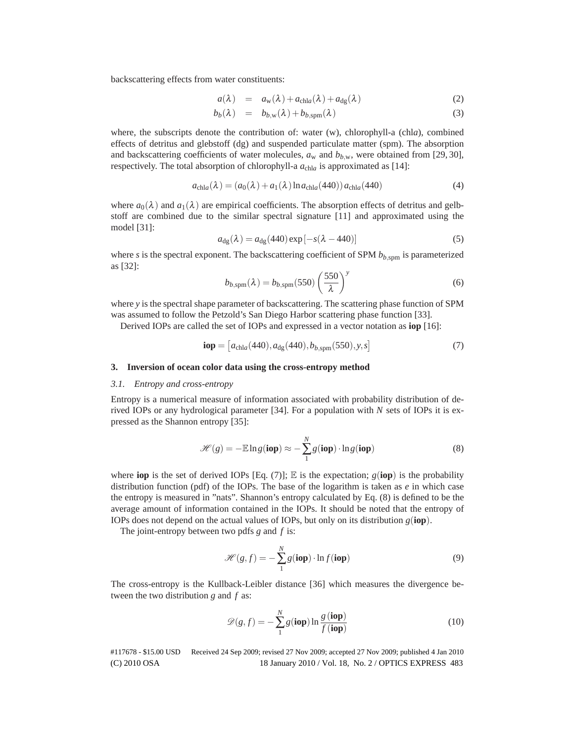backscattering effects from water constituents:

$$a(\lambda) = a_{\rm w}(\lambda) + a_{{\rm chl}a}(\lambda) + a_{\rm dg}(\lambda) \tag{2}$$

$$b_b(\lambda) = b_{b,{\rm w}}(\lambda) + b_{b,{\rm spm}}(\lambda) \tag{3}$$

where, the subscripts denote the contribution of: water (w), chlorophyll-a (chl*a*), combined effects of detritus and glebstoff (dg) and suspended particulate matter (spm). The absorption and backscattering coefficients of water molecules, $a_{\rm w}$ and $b_{b,{\rm w}}$, were obtained from [29, 30], respectively. The total absorption of chlorophyll-a $a_{{\rm chl}a}$ is approximated as [14]:

$$a_{{\rm chl}a}(\lambda) = (a_0(\lambda) + a_1(\lambda)\ln a_{{\rm chl}a}(440))\, a_{{\rm chl}a}(440) \tag{4}$$

where $a_0(\lambda)$ and $a_1(\lambda)$ are empirical coefficients. The absorption effects of detritus and gelbstoff are combined due to the similar spectral signature [11] and approximated using the model [31]:

$$a_{\rm dg}(\lambda) = a_{\rm dg}(440)\exp\left[-s(\lambda - 440)\right] \tag{5}$$

where $s$ is the spectral exponent. The backscattering coefficient of SPM $b_{b,{\rm spm}}$ is parameterized as [32]:

$$b_{b,{\rm spm}}(\lambda) = b_{b,{\rm spm}}(550)\left(\frac{550}{\lambda}\right)^{y} \tag{6}$$

where $y$ is the spectral shape parameter of backscattering. The scattering phase function of SPM was assumed to follow the Petzold's San Diego Harbor scattering phase function [33].

Derived IOPs are called the set of IOPs and expressed in a vector notation as **iop** [16]:

$$\mathbf{iop} = \left[a_{{\rm chl}a}(440), a_{\rm dg}(440), b_{b,{\rm spm}}(550), y, s\right] \tag{7}$$

## 3. Inversion of ocean color data using the cross-entropy method

### *3.1. Entropy and cross-entropy*

Entropy is a numerical measure of information associated with probability distribution of derived IOPs or any hydrological parameter [34]. For a population with $N$ sets of IOPs it is expressed as the Shannon entropy [35]:

$$\mathscr{H}(g) = -\mathbb{E}\ln g(\mathbf{iop}) \approx -\sum_{1}^{N} g(\mathbf{iop})\cdot \ln g(\mathbf{iop}) \tag{8}$$

where **iop** is the set of derived IOPs [Eq. (7)]; $\mathbb{E}$ is the expectation; $g(\mathbf{iop})$ is the probability distribution function (pdf) of the IOPs. The base of the logarithm is taken as $e$ in which case the entropy is measured in "nats". Shannon's entropy calculated by Eq. (8) is defined to be the average amount of information contained in the IOPs. It should be noted that the entropy of IOPs does not depend on the actual values of IOPs, but only on its distribution $g(\mathbf{iop})$.

The joint-entropy between two pdfs $g$ and $f$ is:

$$\mathscr{H}(g,f) = -\sum_{1}^{N} g(\mathbf{iop})\cdot \ln f(\mathbf{iop}) \tag{9}$$

The cross-entropy is the Kullback-Leibler distance [36] which measures the divergence between the two distribution $g$ and $f$ as:

$$\mathscr{D}(g,f) = -\sum_{1}^{N} g(\mathbf{iop})\ln\frac{g(\mathbf{iop})}{f(\mathbf{iop})} \tag{10}$$

#117678 - $15.00 USD Received 24 Sep 2009; revised 27 Nov 2009; accepted 27 Nov 2009; published 4 Jan 2010
(C) 2010 OSA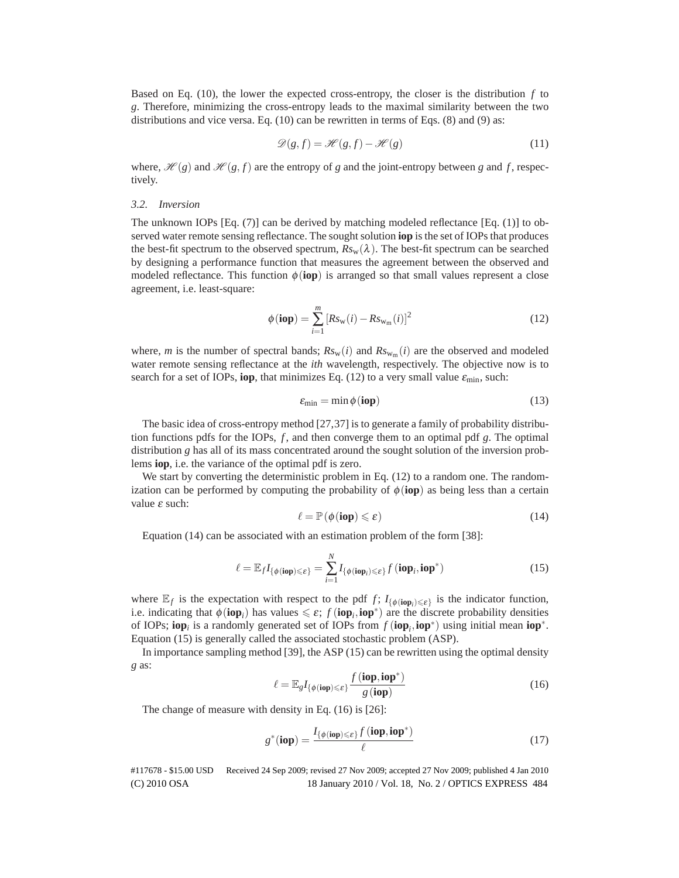Based on Eq. (10), the lower the expected cross-entropy, the closer is the distribution $f$ to $g$. Therefore, minimizing the cross-entropy leads to the maximal similarity between the two distributions and vice versa. Eq. (10) can be rewritten in terms of Eqs. (8) and (9) as:

$$\mathscr{D}(g,f) = \mathscr{H}(g,f) - \mathscr{H}(g) \tag{11}$$

where, $\mathscr{H}(g)$ and $\mathscr{H}(g,f)$ are the entropy of $g$ and the joint-entropy between $g$ and $f$, respectively.

### 3.2. Inversion

The unknown IOPs [Eq. (7)] can be derived by matching modeled reflectance [Eq. (1)] to observed water remote sensing reflectance. The sought solution **iop** is the set of IOPs that produces the best-fit spectrum to the observed spectrum, $Rs_{\mathrm{w}}(\lambda)$. The best-fit spectrum can be searched by designing a performance function that measures the agreement between the observed and modeled reflectance. This function $\phi(\mathbf{iop})$ is arranged so that small values represent a close agreement, i.e. least-square:

$$\phi(\mathbf{iop}) = \sum_{i=1}^{m} \left[Rs_{\mathrm{w}}(i) - Rs_{\mathrm{w_m}}(i)\right]^2 \tag{12}$$

where, $m$ is the number of spectral bands; $Rs_{\mathrm{w}}(i)$ and $Rs_{\mathrm{w_m}}(i)$ are the observed and modeled water remote sensing reflectance at the *ith* wavelength, respectively. The objective now is to search for a set of IOPs, **iop**, that minimizes Eq. (12) to a very small value $\varepsilon_{\min}$, such:

$$\varepsilon_{\min} = \min \phi(\mathbf{iop}) \tag{13}$$

The basic idea of cross-entropy method [27,37] is to generate a family of probability distribution functions pdfs for the IOPs, $f$, and then converge them to an optimal pdf $g$. The optimal distribution $g$ has all of its mass concentrated around the sought solution of the inversion problems **iop**, i.e. the variance of the optimal pdf is zero.

We start by converting the deterministic problem in Eq. (12) to a random one. The randomization can be performed by computing the probability of $\phi(\mathbf{iop})$ as being less than a certain value $\varepsilon$ such:

$$\ell = \mathbb{P}\left(\phi(\mathbf{iop}) \leqslant \varepsilon\right) \tag{14}$$

Equation (14) can be associated with an estimation problem of the form [38]:

$$\ell = \mathbb{E}_f I_{\{\phi(\mathbf{iop})\leqslant\varepsilon\}} = \sum_{i=1}^{N} I_{\{\phi(\mathbf{iop}_i)\leqslant\varepsilon\}} f\left(\mathbf{iop}_i, \mathbf{iop}^*\right) \tag{15}$$

where $\mathbb{E}_f$ is the expectation with respect to the pdf $f$; $I_{\{\phi(\mathbf{iop}_i)\leqslant\varepsilon\}}$ is the indicator function, i.e. indicating that $\phi(\mathbf{iop}_i)$ has values $\leqslant \varepsilon$; $f\left(\mathbf{iop}_i, \mathbf{iop}^*\right)$ are the discrete probability densities of IOPs; $\mathbf{iop}_i$ is a randomly generated set of IOPs from $f\left(\mathbf{iop}_i, \mathbf{iop}^*\right)$ using initial mean $\mathbf{iop}^*$. Equation (15) is generally called the associated stochastic problem (ASP).

In importance sampling method [39], the ASP (15) can be rewritten using the optimal density $g$ as:

$$\ell = \mathbb{E}_g I_{\{\phi(\mathbf{iop})\leqslant\varepsilon\}} \frac{f\left(\mathbf{iop}, \mathbf{iop}^*\right)}{g\left(\mathbf{iop}\right)} \tag{16}$$

The change of measure with density in Eq. (16) is [26]:

$$g^*(\mathbf{iop}) = \frac{I_{\{\phi(\mathbf{iop})\leqslant\varepsilon\}} f\left(\mathbf{iop}, \mathbf{iop}^*\right)}{\ell} \tag{17}$$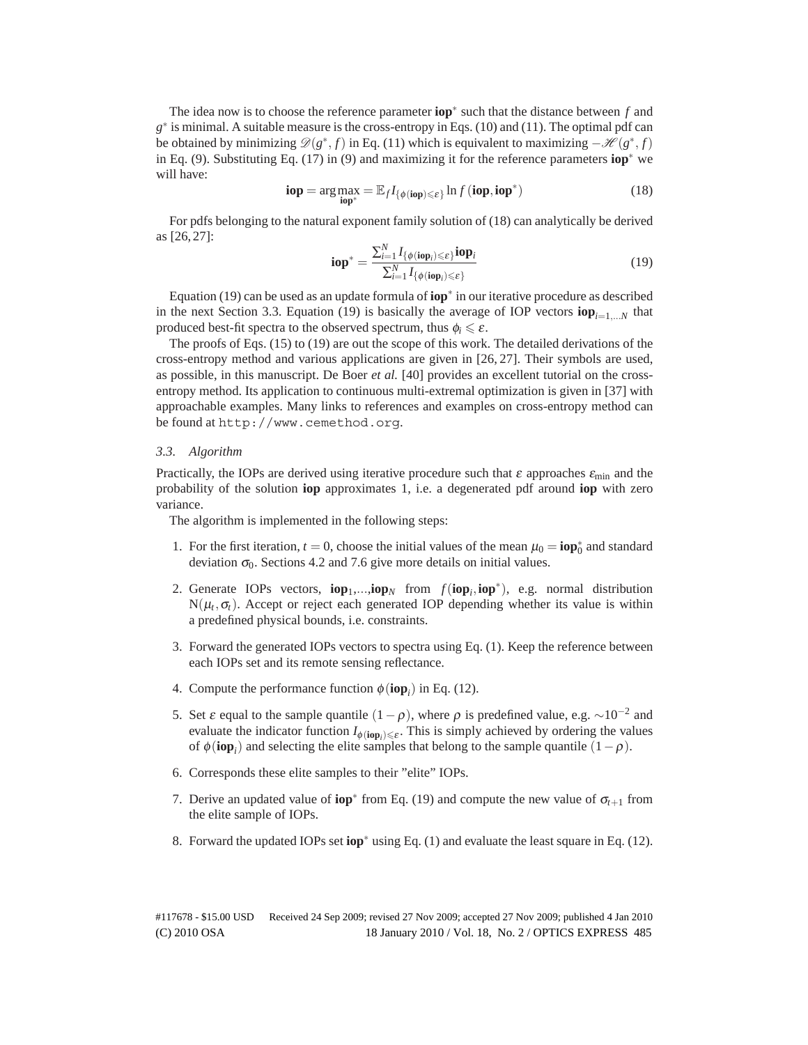The idea now is to choose the reference parameter $\mathbf{iop}^*$ such that the distance between $f$ and $g^*$ is minimal. A suitable measure is the cross-entropy in Eqs. (10) and (11). The optimal pdf can be obtained by minimizing $\mathscr{D}(g^*, f)$ in Eq. (11) which is equivalent to maximizing $-\mathscr{H}(g^*, f)$ in Eq. (9). Substituting Eq. (17) in (9) and maximizing it for the reference parameters $\mathbf{iop}^*$ we will have:

$$\mathbf{iop} = \arg\max_{\mathbf{iop}^*} = \mathbb{E}_f I_{\{\phi(\mathbf{iop}) \leqslant \varepsilon\}} \ln f(\mathbf{iop}, \mathbf{iop}^*) \tag{18}$$

For pdfs belonging to the natural exponent family solution of (18) can analytically be derived as [26, 27]:

$$\mathbf{iop}^* = \frac{\sum_{i=1}^{N} I_{\{\phi(\mathbf{iop}_i) \leqslant \varepsilon\}} \mathbf{iop}_i}{\sum_{i=1}^{N} I_{\{\phi(\mathbf{iop}_i) \leqslant \varepsilon\}}} \tag{19}$$

Equation (19) can be used as an update formula of $\mathbf{iop}^*$ in our iterative procedure as described in the next Section 3.3. Equation (19) is basically the average of IOP vectors $\mathbf{iop}_{i=1,\dots N}$ that produced best-fit spectra to the observed spectrum, thus $\phi_i \leqslant \varepsilon$.

The proofs of Eqs. (15) to (19) are out the scope of this work. The detailed derivations of the cross-entropy method and various applications are given in [26, 27]. Their symbols are used, as possible, in this manuscript. De Boer *et al.* [40] provides an excellent tutorial on the cross-entropy method. Its application to continuous multi-extremal optimization is given in [37] with approachable examples. Many links to references and examples on cross-entropy method can be found at `http://www.cemethod.org`.

### *3.3. Algorithm*

Practically, the IOPs are derived using iterative procedure such that $\varepsilon$ approaches $\varepsilon_{\min}$ and the probability of the solution $\mathbf{iop}$ approximates 1, i.e. a degenerated pdf around $\mathbf{iop}$ with zero variance.

The algorithm is implemented in the following steps:

1. For the first iteration, $t = 0$, choose the initial values of the mean $\mu_0 = \mathbf{iop}_0^*$ and standard deviation $\sigma_0$. Sections 4.2 and 7.6 give more details on initial values.
2. Generate IOPs vectors, $\mathbf{iop}_1,\dots,\mathbf{iop}_N$ from $f(\mathbf{iop}_i, \mathbf{iop}^*)$, e.g. normal distribution $\mathrm{N}(\mu_t, \sigma_t)$. Accept or reject each generated IOP depending whether its value is within a predefined physical bounds, i.e. constraints.
3. Forward the generated IOPs vectors to spectra using Eq. (1). Keep the reference between each IOPs set and its remote sensing reflectance.
4. Compute the performance function $\phi(\mathbf{iop}_i)$ in Eq. (12).
5. Set $\varepsilon$ equal to the sample quantile $(1-\rho)$, where $\rho$ is predefined value, e.g. $\sim 10^{-2}$ and evaluate the indicator function $I_{\phi(\mathbf{iop}_i) \leqslant \varepsilon}$. This is simply achieved by ordering the values of $\phi(\mathbf{iop}_i)$ and selecting the elite samples that belong to the sample quantile $(1-\rho)$.
6. Corresponds these elite samples to their "elite" IOPs.
7. Derive an updated value of $\mathbf{iop}^*$ from Eq. (19) and compute the new value of $\sigma_{t+1}$ from the elite sample of IOPs.
8. Forward the updated IOPs set $\mathbf{iop}^*$ using Eq. (1) and evaluate the least square in Eq. (12).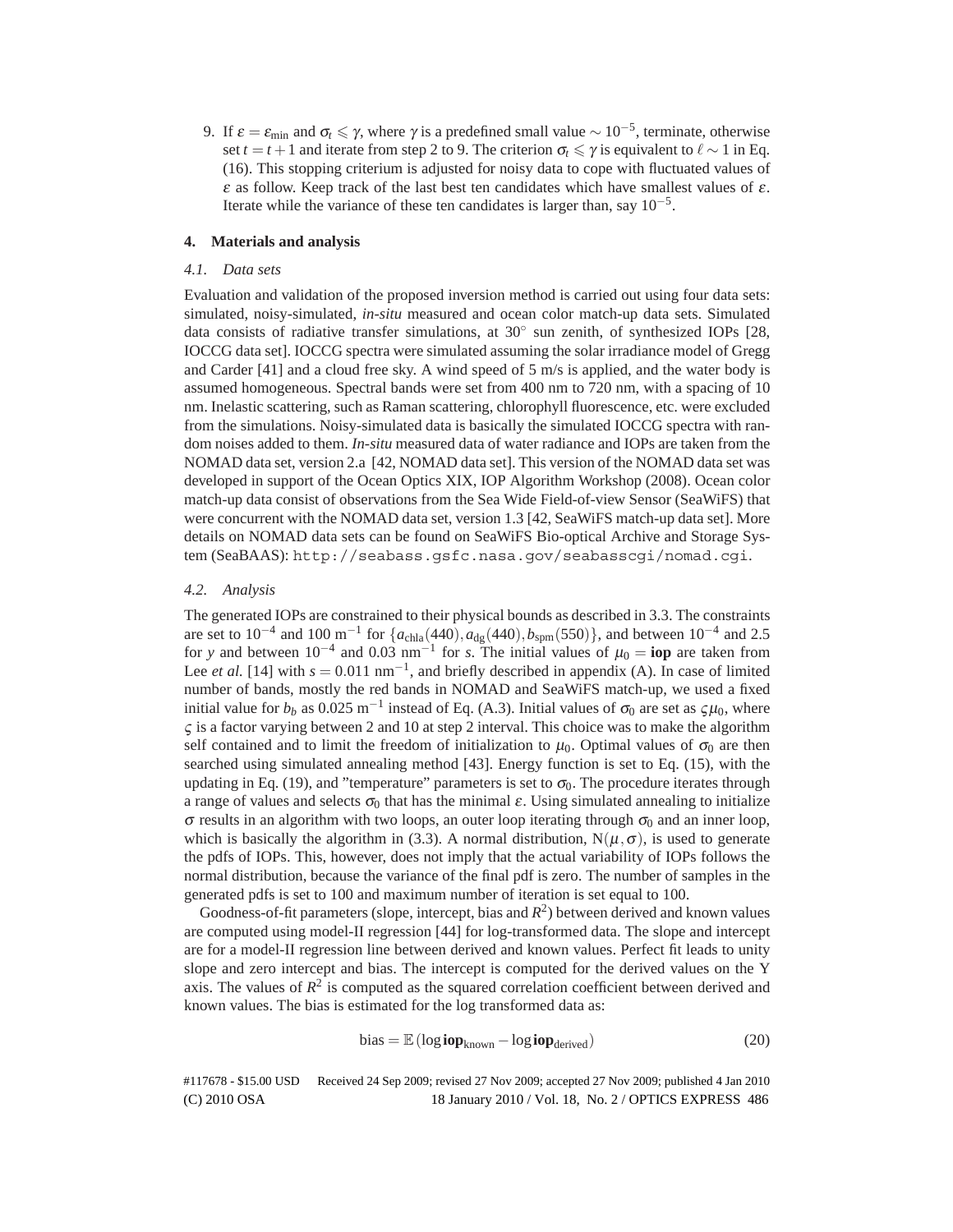9. If $\varepsilon = \varepsilon_{\min}$ and $\sigma_t \leqslant \gamma$, where $\gamma$ is a predefined small value $\sim 10^{-5}$, terminate, otherwise set $t = t + 1$ and iterate from step 2 to 9. The criterion $\sigma_t \leqslant \gamma$ is equivalent to $\ell \sim 1$ in Eq. (16). This stopping criterium is adjusted for noisy data to cope with fluctuated values of $\varepsilon$ as follow. Keep track of the last best ten candidates which have smallest values of $\varepsilon$. Iterate while the variance of these ten candidates is larger than, say $10^{-5}$.

## 4. Materials and analysis

### 4.1. Data sets

Evaluation and validation of the proposed inversion method is carried out using four data sets: simulated, noisy-simulated, *in-situ* measured and ocean color match-up data sets. Simulated data consists of radiative transfer simulations, at 30° sun zenith, of synthesized IOPs [28, IOCCG data set]. IOCCG spectra were simulated assuming the solar irradiance model of Gregg and Carder [41] and a cloud free sky. A wind speed of 5 m/s is applied, and the water body is assumed homogeneous. Spectral bands were set from 400 nm to 720 nm, with a spacing of 10 nm. Inelastic scattering, such as Raman scattering, chlorophyll fluorescence, etc. were excluded from the simulations. Noisy-simulated data is basically the simulated IOCCG spectra with random noises added to them. *In-situ* measured data of water radiance and IOPs are taken from the NOMAD data set, version 2.a [42, NOMAD data set]. This version of the NOMAD data set was developed in support of the Ocean Optics XIX, IOP Algorithm Workshop (2008). Ocean color match-up data consist of observations from the Sea Wide Field-of-view Sensor (SeaWiFS) that were concurrent with the NOMAD data set, version 1.3 [42, SeaWiFS match-up data set]. More details on NOMAD data sets can be found on SeaWiFS Bio-optical Archive and Storage System (SeaBAAS): `http://seabass.gsfc.nasa.gov/seabasscgi/nomad.cgi`.

### 4.2. Analysis

The generated IOPs are constrained to their physical bounds as described in 3.3. The constraints are set to $10^{-4}$ and 100 m$^{-1}$ for $\{a_{\text{chla}}(440), a_{\text{dg}}(440), b_{\text{spm}}(550)\}$, and between $10^{-4}$ and 2.5 for $y$ and between $10^{-4}$ and 0.03 nm$^{-1}$ for $s$. The initial values of $\mu_0 = \mathbf{iop}$ are taken from Lee *et al.* [14] with $s = 0.011$ nm$^{-1}$, and briefly described in appendix (A). In case of limited number of bands, mostly the red bands in NOMAD and SeaWiFS match-up, we used a fixed initial value for $b_b$ as 0.025 m$^{-1}$ instead of Eq. (A.3). Initial values of $\sigma_0$ are set as $\varsigma\mu_0$, where $\varsigma$ is a factor varying between 2 and 10 at step 2 interval. This choice was to make the algorithm self contained and to limit the freedom of initialization to $\mu_0$. Optimal values of $\sigma_0$ are then searched using simulated annealing method [43]. Energy function is set to Eq. (15), with the updating in Eq. (19), and "temperature" parameters is set to $\sigma_0$. The procedure iterates through a range of values and selects $\sigma_0$ that has the minimal $\varepsilon$. Using simulated annealing to initialize $\sigma$ results in an algorithm with two loops, an outer loop iterating through $\sigma_0$ and an inner loop, which is basically the algorithm in (3.3). A normal distribution, $\mathrm{N}(\mu, \sigma)$, is used to generate the pdfs of IOPs. This, however, does not imply that the actual variability of IOPs follows the normal distribution, because the variance of the final pdf is zero. The number of samples in the generated pdfs is set to 100 and maximum number of iteration is set equal to 100.

Goodness-of-fit parameters (slope, intercept, bias and $R^2$) between derived and known values are computed using model-II regression [44] for log-transformed data. The slope and intercept are for a model-II regression line between derived and known values. Perfect fit leads to unity slope and zero intercept and bias. The intercept is computed for the derived values on the Y axis. The values of $R^2$ is computed as the squared correlation coefficient between derived and known values. The bias is estimated for the log transformed data as:

$$\text{bias} = \mathbb{E}\left(\log \mathbf{iop}_{\text{known}} - \log \mathbf{iop}_{\text{derived}}\right) \tag{20}$$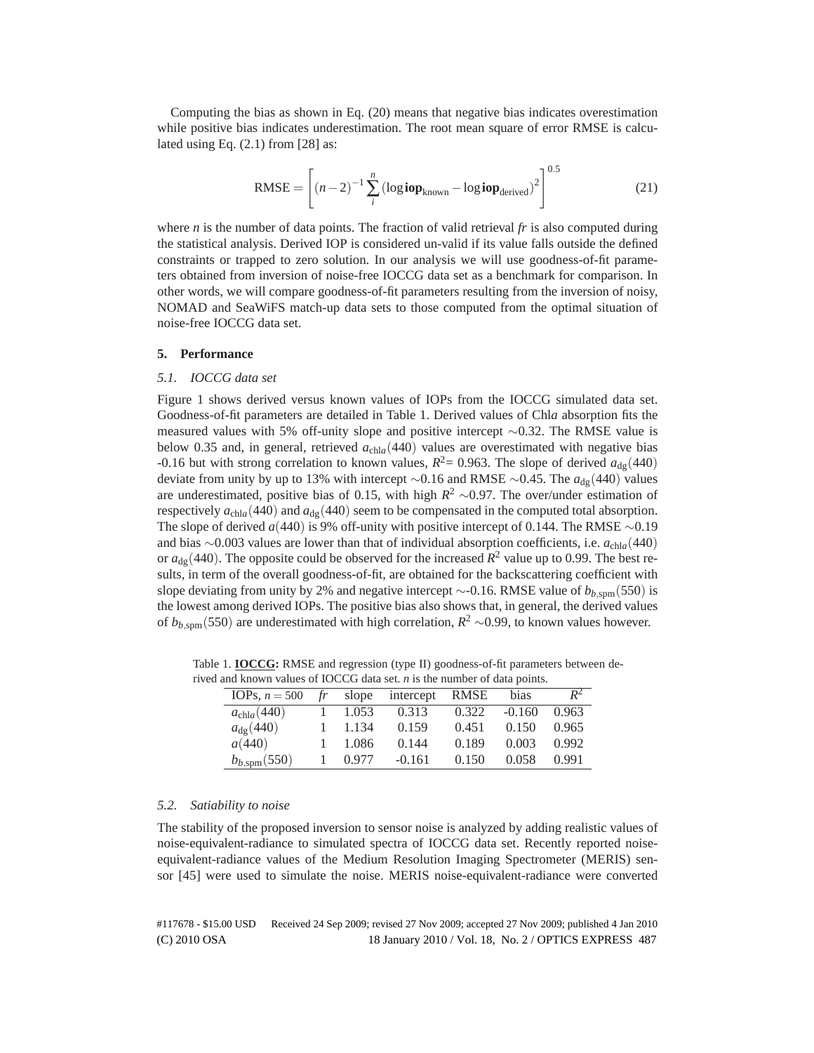Computing the bias as shown in Eq. (20) means that negative bias indicates overestimation while positive bias indicates underestimation. The root mean square of error RMSE is calculated using Eq. (2.1) from [28] as:

$$\text{RMSE} = \left[ (n-2)^{-1} \sum_{i}^{n} (\log \mathbf{iop}_{\text{known}} - \log \mathbf{iop}_{\text{derived}})^2 \right]^{0.5} \tag{21}$$

where $n$ is the number of data points. The fraction of valid retrieval $fr$ is also computed during the statistical analysis. Derived IOP is considered un-valid if its value falls outside the defined constraints or trapped to zero solution. In our analysis we will use goodness-of-fit parameters obtained from inversion of noise-free IOCCG data set as a benchmark for comparison. In other words, we will compare goodness-of-fit parameters resulting from the inversion of noisy, NOMAD and SeaWiFS match-up data sets to those computed from the optimal situation of noise-free IOCCG data set.

## 5. Performance

### 5.1. IOCCG data set

Figure 1 shows derived versus known values of IOPs from the IOCCG simulated data set. Goodness-of-fit parameters are detailed in Table 1. Derived values of Chl*a* absorption fits the measured values with 5% off-unity slope and positive intercept $\sim$0.32. The RMSE value is below 0.35 and, in general, retrieved $a_{\text{chl}a}(440)$ values are overestimated with negative bias -0.16 but with strong correlation to known values, $R^2$= 0.963. The slope of derived $a_{\text{dg}}(440)$ deviate from unity by up to 13% with intercept $\sim$0.16 and RMSE $\sim$0.45. The $a_{\text{dg}}(440)$ values are underestimated, positive bias of 0.15, with high $R^2$ $\sim$0.97. The over/under estimation of respectively $a_{\text{chl}a}(440)$ and $a_{\text{dg}}(440)$ seem to be compensated in the computed total absorption. The slope of derived $a(440)$ is 9% off-unity with positive intercept of 0.144. The RMSE $\sim$0.19 and bias $\sim$0.003 values are lower than that of individual absorption coefficients, i.e. $a_{\text{chl}a}(440)$ or $a_{\text{dg}}(440)$. The opposite could be observed for the increased $R^2$ value up to 0.99. The best results, in term of the overall goodness-of-fit, are obtained for the backscattering coefficient with slope deviating from unity by 2% and negative intercept $\sim$-0.16. RMSE value of $b_{b,\text{spm}}(550)$ is the lowest among derived IOPs. The positive bias also shows that, in general, the derived values of $b_{b,\text{spm}}(550)$ are underestimated with high correlation, $R^2$ $\sim$0.99, to known values however.

Table 1. **IOCCG:** RMSE and regression (type II) goodness-of-fit parameters between derived and known values of IOCCG data set. $n$ is the number of data points.

| IOPs, $n = 500$ | $fr$ | slope | intercept | RMSE | bias | $R^2$ |
|---|---|---|---|---|---|---|
| $a_{\text{chl}a}(440)$ | 1 | 1.053 | 0.313 | 0.322 | -0.160 | 0.963 |
| $a_{\text{dg}}(440)$ | 1 | 1.134 | 0.159 | 0.451 | 0.150 | 0.965 |
| $a(440)$ | 1 | 1.086 | 0.144 | 0.189 | 0.003 | 0.992 |
| $b_{b,\text{spm}}(550)$ | 1 | 0.977 | -0.161 | 0.150 | 0.058 | 0.991 |

### 5.2. Satiability to noise

The stability of the proposed inversion to sensor noise is analyzed by adding realistic values of noise-equivalent-radiance to simulated spectra of IOCCG data set. Recently reported noise-equivalent-radiance values of the Medium Resolution Imaging Spectrometer (MERIS) sensor [45] were used to simulate the noise. MERIS noise-equivalent-radiance were converted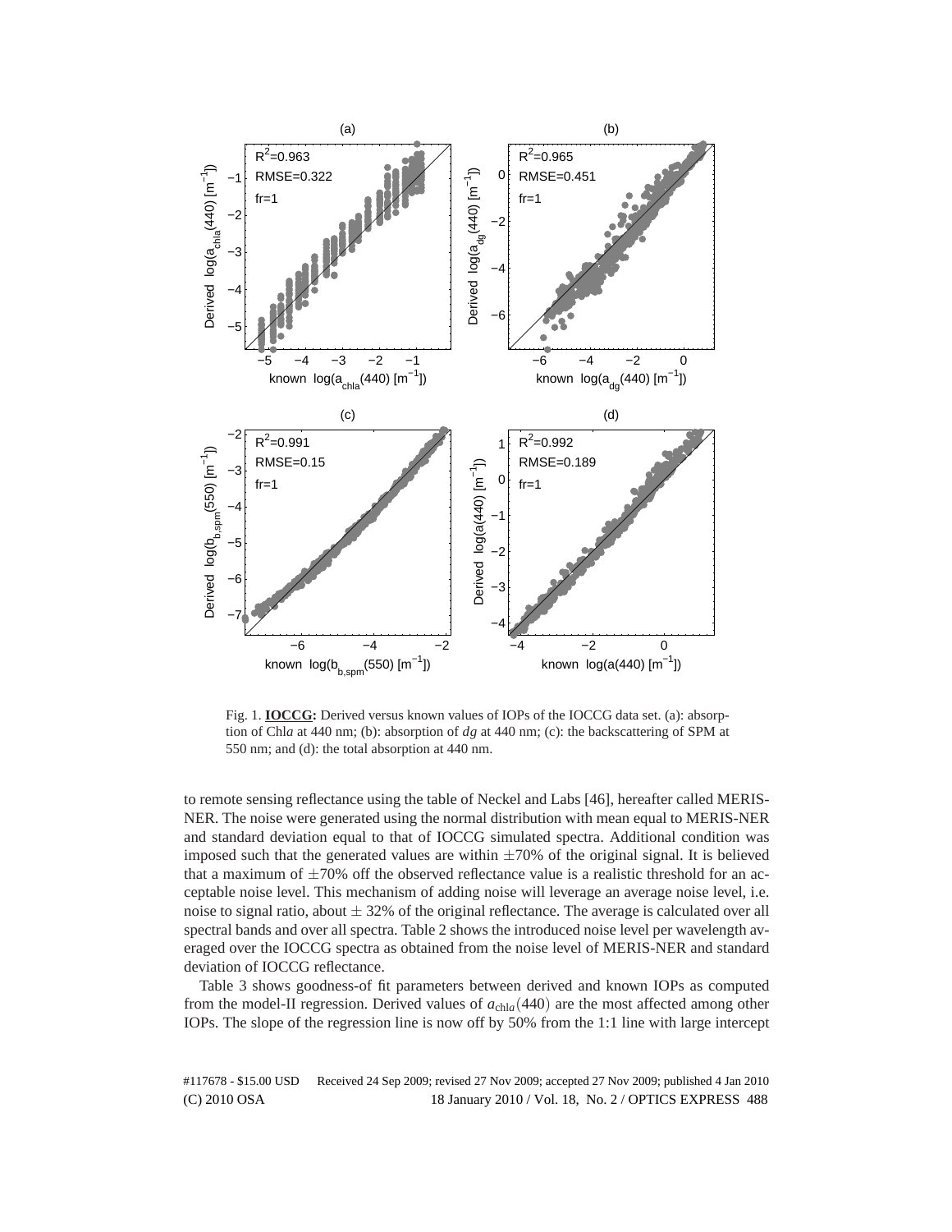Fig. 1. **IOCCG:** Derived versus known values of IOPs of the IOCCG data set. (a): absorption of Chl*a* at 440 nm; (b): absorption of *dg* at 440 nm; (c): the backscattering of SPM at 550 nm; and (d): the total absorption at 440 nm.

to remote sensing reflectance using the table of Neckel and Labs [46], hereafter called MERIS-NER. The noise were generated using the normal distribution with mean equal to MERIS-NER and standard deviation equal to that of IOCCG simulated spectra. Additional condition was imposed such that the generated values are within $\pm 70\%$ of the original signal. It is believed that a maximum of $\pm 70\%$ off the observed reflectance value is a realistic threshold for an acceptable noise level. This mechanism of adding noise will leverage an average noise level, i.e. noise to signal ratio, about $\pm$ 32% of the original reflectance. The average is calculated over all spectral bands and over all spectra. Table 2 shows the introduced noise level per wavelength averaged over the IOCCG spectra as obtained from the noise level of MERIS-NER and standard deviation of IOCCG reflectance.

Table 3 shows goodness-of fit parameters between derived and known IOPs as computed from the model-II regression. Derived values of $a_{\text{chl}a}(440)$ are the most affected among other IOPs. The slope of the regression line is now off by 50% from the 1:1 line with large intercept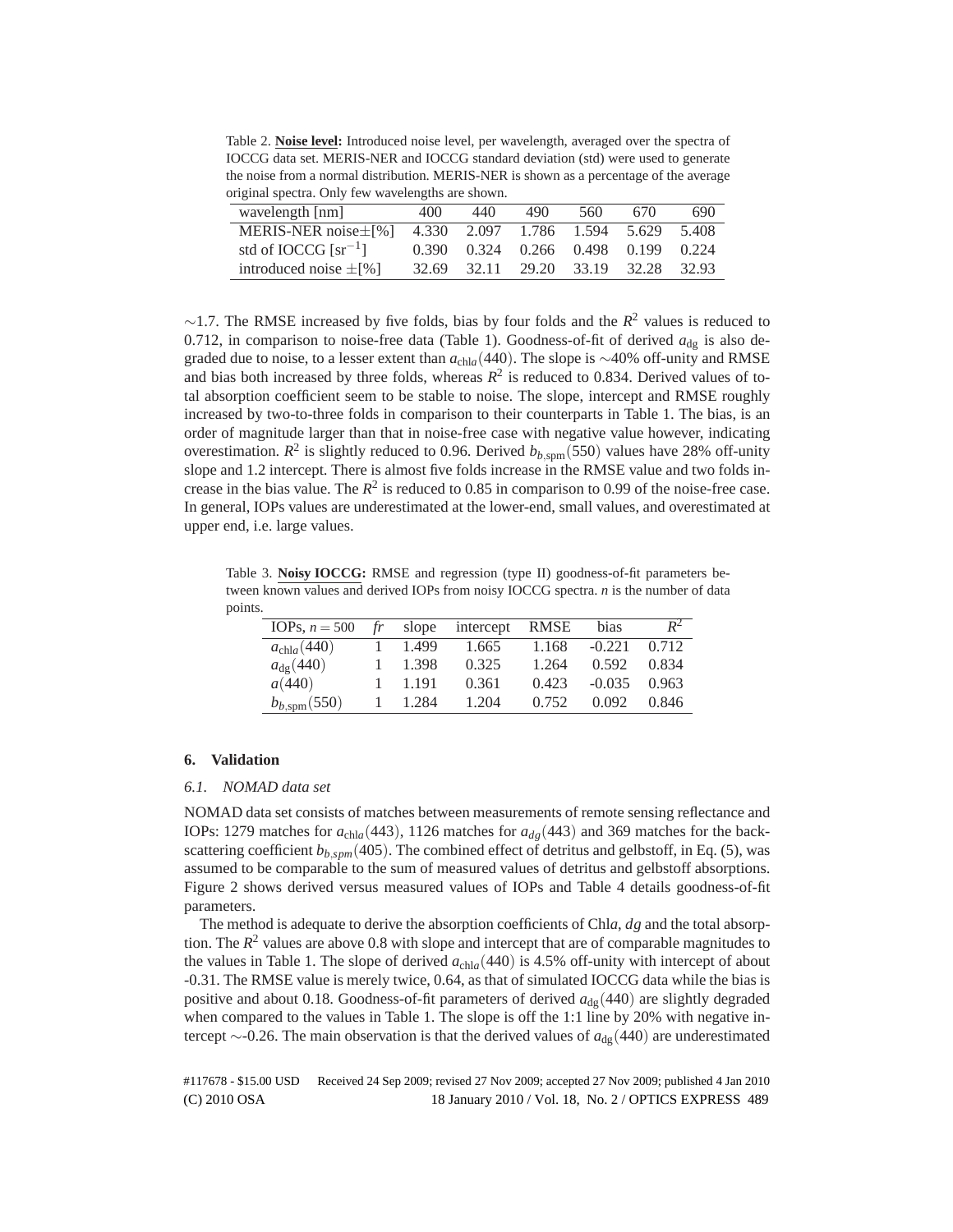Table 2. **Noise level:** Introduced noise level, per wavelength, averaged over the spectra of IOCCG data set. MERIS-NER and IOCCG standard deviation (std) were used to generate the noise from a normal distribution. MERIS-NER is shown as a percentage of the average original spectra. Only few wavelengths are shown.

| wavelength [nm] | 400 | 440 | 490 | 560 | 670 | 690 |
|---|---|---|---|---|---|---|
| MERIS-NER noise$\pm$[%] | 4.330 | 2.097 | 1.786 | 1.594 | 5.629 | 5.408 |
| std of IOCCG [$sr^{-1}$] | 0.390 | 0.324 | 0.266 | 0.498 | 0.199 | 0.224 |
| introduced noise $\pm$[%] | 32.69 | 32.11 | 29.20 | 33.19 | 32.28 | 32.93 |

$\sim$1.7. The RMSE increased by five folds, bias by four folds and the $R^2$ values is reduced to 0.712, in comparison to noise-free data (Table 1). Goodness-of-fit of derived $a_{\mathrm{dg}}$ is also degraded due to noise, to a lesser extent than $a_{\mathrm{chl}a}(440)$. The slope is $\sim$40% off-unity and RMSE and bias both increased by three folds, whereas $R^2$ is reduced to 0.834. Derived values of total absorption coefficient seem to be stable to noise. The slope, intercept and RMSE roughly increased by two-to-three folds in comparison to their counterparts in Table 1. The bias, is an order of magnitude larger than that in noise-free case with negative value however, indicating overestimation. $R^2$ is slightly reduced to 0.96. Derived $b_{b,\mathrm{spm}}(550)$ values have 28% off-unity slope and 1.2 intercept. There is almost five folds increase in the RMSE value and two folds increase in the bias value. The $R^2$ is reduced to 0.85 in comparison to 0.99 of the noise-free case. In general, IOPs values are underestimated at the lower-end, small values, and overestimated at upper end, i.e. large values.

Table 3. **Noisy IOCCG:** RMSE and regression (type II) goodness-of-fit parameters between known values and derived IOPs from noisy IOCCG spectra. *n* is the number of data points.

| IOPs, $n = 500$ | *fr* | slope | intercept | RMSE | bias | $R^2$ |
|---|---|---|---|---|---|---|
| $a_{\mathrm{chl}a}(440)$ | 1 | 1.499 | 1.665 | 1.168 | -0.221 | 0.712 |
| $a_{\mathrm{dg}}(440)$ | 1 | 1.398 | 0.325 | 1.264 | 0.592 | 0.834 |
| $a(440)$ | 1 | 1.191 | 0.361 | 0.423 | -0.035 | 0.963 |
| $b_{b,\mathrm{spm}}(550)$ | 1 | 1.284 | 1.204 | 0.752 | 0.092 | 0.846 |

## 6. Validation

### 6.1. NOMAD data set

NOMAD data set consists of matches between measurements of remote sensing reflectance and IOPs: 1279 matches for $a_{\mathrm{chl}a}(443)$, 1126 matches for $a_{dg}(443)$ and 369 matches for the backscattering coefficient $b_{b,spm}(405)$. The combined effect of detritus and gelbstoff, in Eq. (5), was assumed to be comparable to the sum of measured values of detritus and gelbstoff absorptions. Figure 2 shows derived versus measured values of IOPs and Table 4 details goodness-of-fit parameters.

The method is adequate to derive the absorption coefficients of Chl*a*, *dg* and the total absorption. The $R^2$ values are above 0.8 with slope and intercept that are of comparable magnitudes to the values in Table 1. The slope of derived $a_{\mathrm{chl}a}(440)$ is 4.5% off-unity with intercept of about -0.31. The RMSE value is merely twice, 0.64, as that of simulated IOCCG data while the bias is positive and about 0.18. Goodness-of-fit parameters of derived $a_{\mathrm{dg}}(440)$ are slightly degraded when compared to the values in Table 1. The slope is off the 1:1 line by 20% with negative intercept $\sim$-0.26. The main observation is that the derived values of $a_{\mathrm{dg}}(440)$ are underestimated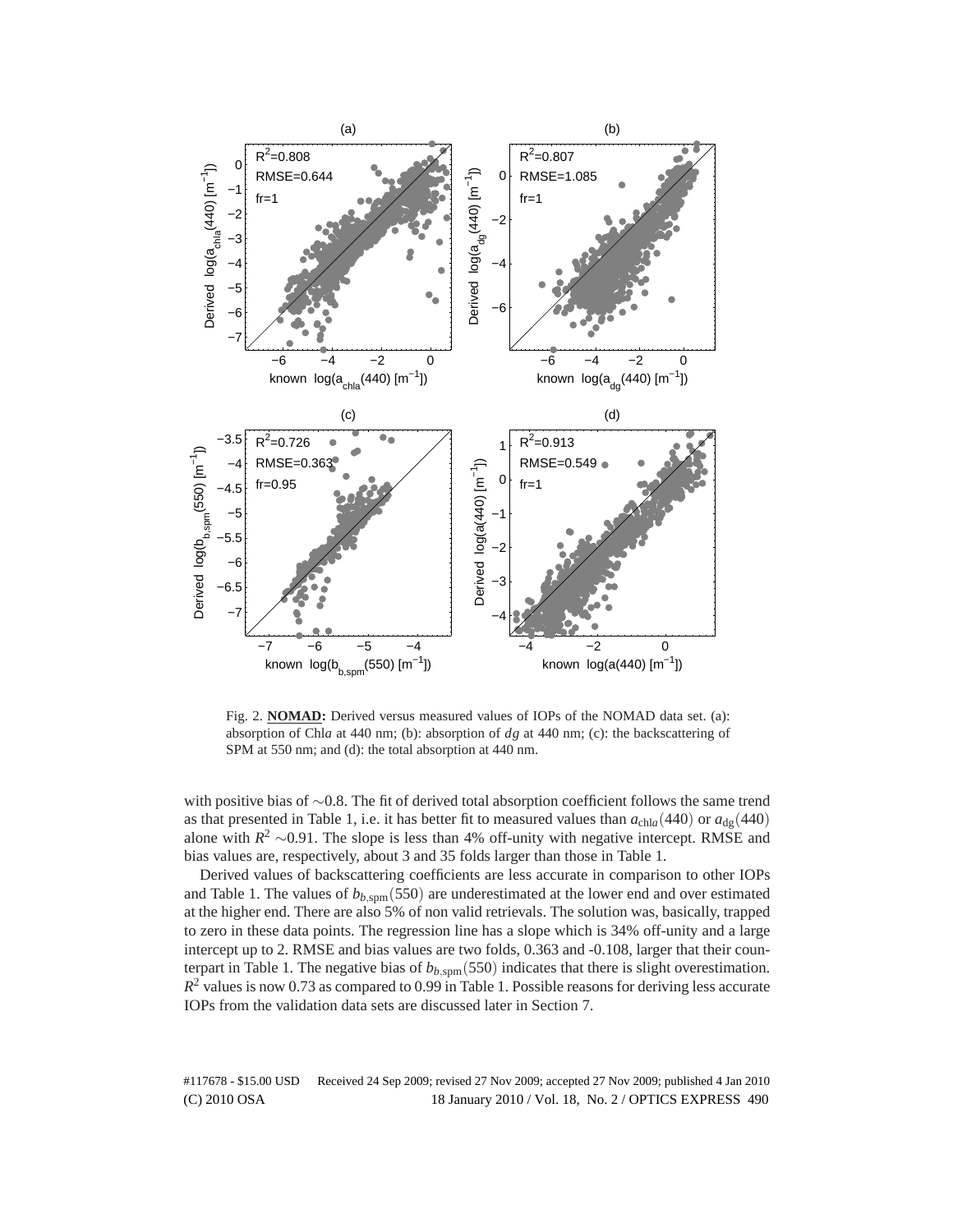Fig. 2. **NOMAD:** Derived versus measured values of IOPs of the NOMAD data set. (a): absorption of Chl*a* at 440 nm; (b): absorption of $dg$ at 440 nm; (c): the backscattering of SPM at 550 nm; and (d): the total absorption at 440 nm.

with positive bias of ∼0.8. The fit of derived total absorption coefficient follows the same trend as that presented in Table 1, i.e. it has better fit to measured values than $a_{\mathrm{chl}a}(440)$ or $a_{\mathrm{dg}}(440)$ alone with $R^2$ ∼0.91. The slope is less than 4% off-unity with negative intercept. RMSE and bias values are, respectively, about 3 and 35 folds larger than those in Table 1.

Derived values of backscattering coefficients are less accurate in comparison to other IOPs and Table 1. The values of $b_{b,\mathrm{spm}}(550)$ are underestimated at the lower end and over estimated at the higher end. There are also 5% of non valid retrievals. The solution was, basically, trapped to zero in these data points. The regression line has a slope which is 34% off-unity and a large intercept up to 2. RMSE and bias values are two folds, 0.363 and -0.108, larger that their counterpart in Table 1. The negative bias of $b_{b,\mathrm{spm}}(550)$ indicates that there is slight overestimation. $R^2$ values is now 0.73 as compared to 0.99 in Table 1. Possible reasons for deriving less accurate IOPs from the validation data sets are discussed later in Section 7.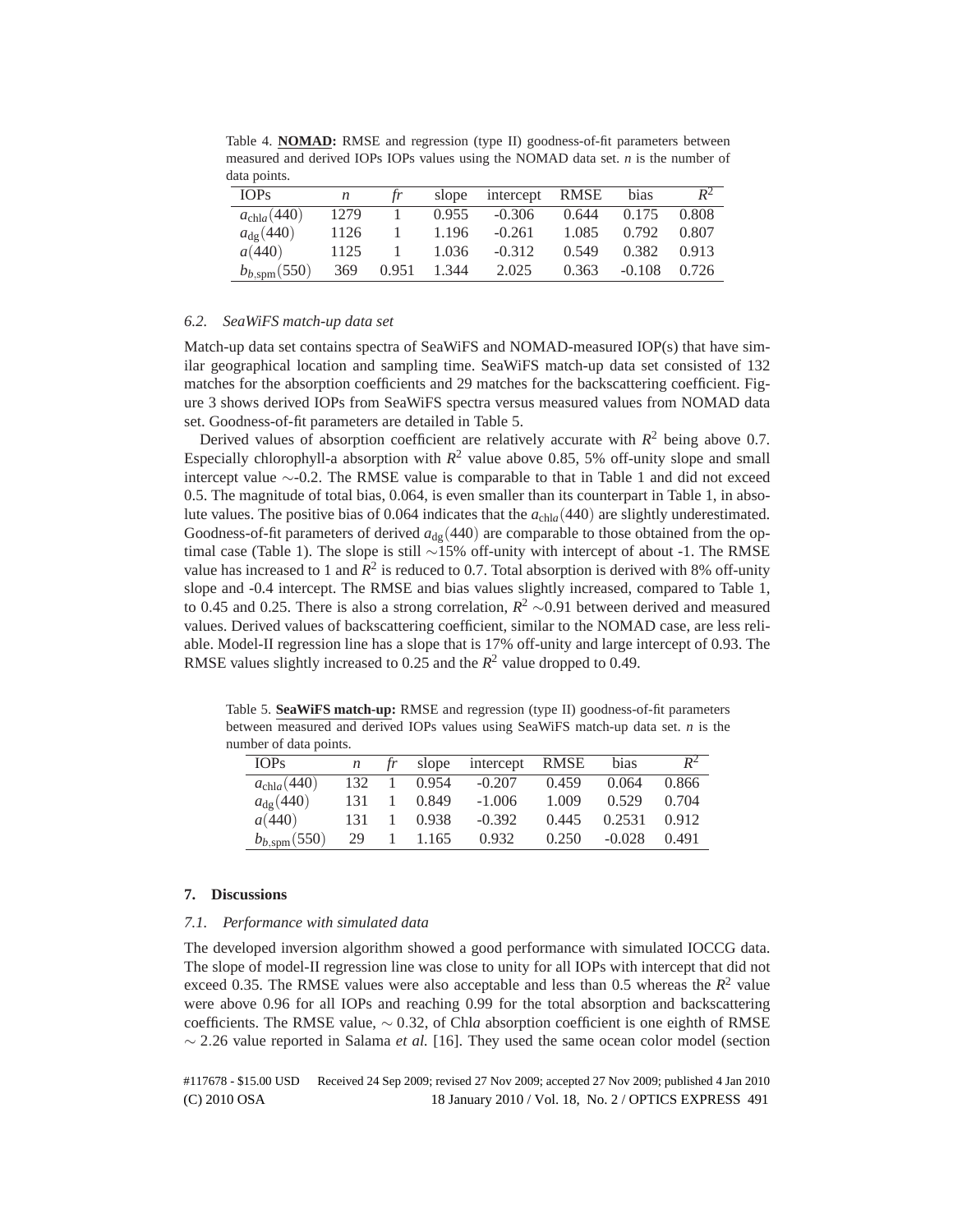Table 4. **NOMAD:** RMSE and regression (type II) goodness-of-fit parameters between measured and derived IOPs IOPs values using the NOMAD data set. *n* is the number of data points.

| IOPs | $n$ | $fr$ | slope | intercept | RMSE | bias | $R^2$ |
|---|---|---|---|---|---|---|---|
| $a_{\text{chl}a}(440)$ | 1279 | 1 | 0.955 | -0.306 | 0.644 | 0.175 | 0.808 |
| $a_{\text{dg}}(440)$ | 1126 | 1 | 1.196 | -0.261 | 1.085 | 0.792 | 0.807 |
| $a(440)$ | 1125 | 1 | 1.036 | -0.312 | 0.549 | 0.382 | 0.913 |
| $b_{b,\text{spm}}(550)$ | 369 | 0.951 | 1.344 | 2.025 | 0.363 | -0.108 | 0.726 |

### 6.2. SeaWiFS match-up data set

Match-up data set contains spectra of SeaWiFS and NOMAD-measured IOP(s) that have similar geographical location and sampling time. SeaWiFS match-up data set consisted of 132 matches for the absorption coefficients and 29 matches for the backscattering coefficient. Figure 3 shows derived IOPs from SeaWiFS spectra versus measured values from NOMAD data set. Goodness-of-fit parameters are detailed in Table 5.

Derived values of absorption coefficient are relatively accurate with $R^2$ being above 0.7. Especially chlorophyll-a absorption with $R^2$ value above 0.85, 5% off-unity slope and small intercept value ∼-0.2. The RMSE value is comparable to that in Table 1 and did not exceed 0.5. The magnitude of total bias, 0.064, is even smaller than its counterpart in Table 1, in absolute values. The positive bias of 0.064 indicates that the $a_{\text{chl}a}(440)$ are slightly underestimated. Goodness-of-fit parameters of derived $a_{\text{dg}}(440)$ are comparable to those obtained from the optimal case (Table 1). The slope is still ∼15% off-unity with intercept of about -1. The RMSE value has increased to 1 and $R^2$ is reduced to 0.7. Total absorption is derived with 8% off-unity slope and -0.4 intercept. The RMSE and bias values slightly increased, compared to Table 1, to 0.45 and 0.25. There is also a strong correlation, $R^2$ ∼0.91 between derived and measured values. Derived values of backscattering coefficient, similar to the NOMAD case, are less reliable. Model-II regression line has a slope that is 17% off-unity and large intercept of 0.93. The RMSE values slightly increased to 0.25 and the $R^2$ value dropped to 0.49.

Table 5. **SeaWiFS match-up:** RMSE and regression (type II) goodness-of-fit parameters between measured and derived IOPs values using SeaWiFS match-up data set. *n* is the number of data points.

| IOPs | $n$ | $fr$ | slope | intercept | RMSE | bias | $R^2$ |
|---|---|---|---|---|---|---|---|
| $a_{\text{chl}a}(440)$ | 132 | 1 | 0.954 | -0.207 | 0.459 | 0.064 | 0.866 |
| $a_{\text{dg}}(440)$ | 131 | 1 | 0.849 | -1.006 | 1.009 | 0.529 | 0.704 |
| $a(440)$ | 131 | 1 | 0.938 | -0.392 | 0.445 | 0.2531 | 0.912 |
| $b_{b,\text{spm}}(550)$ | 29 | 1 | 1.165 | 0.932 | 0.250 | -0.028 | 0.491 |

## 7. Discussions

### 7.1. Performance with simulated data

The developed inversion algorithm showed a good performance with simulated IOCCG data. The slope of model-II regression line was close to unity for all IOPs with intercept that did not exceed 0.35. The RMSE values were also acceptable and less than 0.5 whereas the $R^2$ value were above 0.96 for all IOPs and reaching 0.99 for the total absorption and backscattering coefficients. The RMSE value, ∼ 0.32, of Chl*a* absorption coefficient is one eighth of RMSE ∼ 2.26 value reported in Salama *et al.* [16]. They used the same ocean color model (section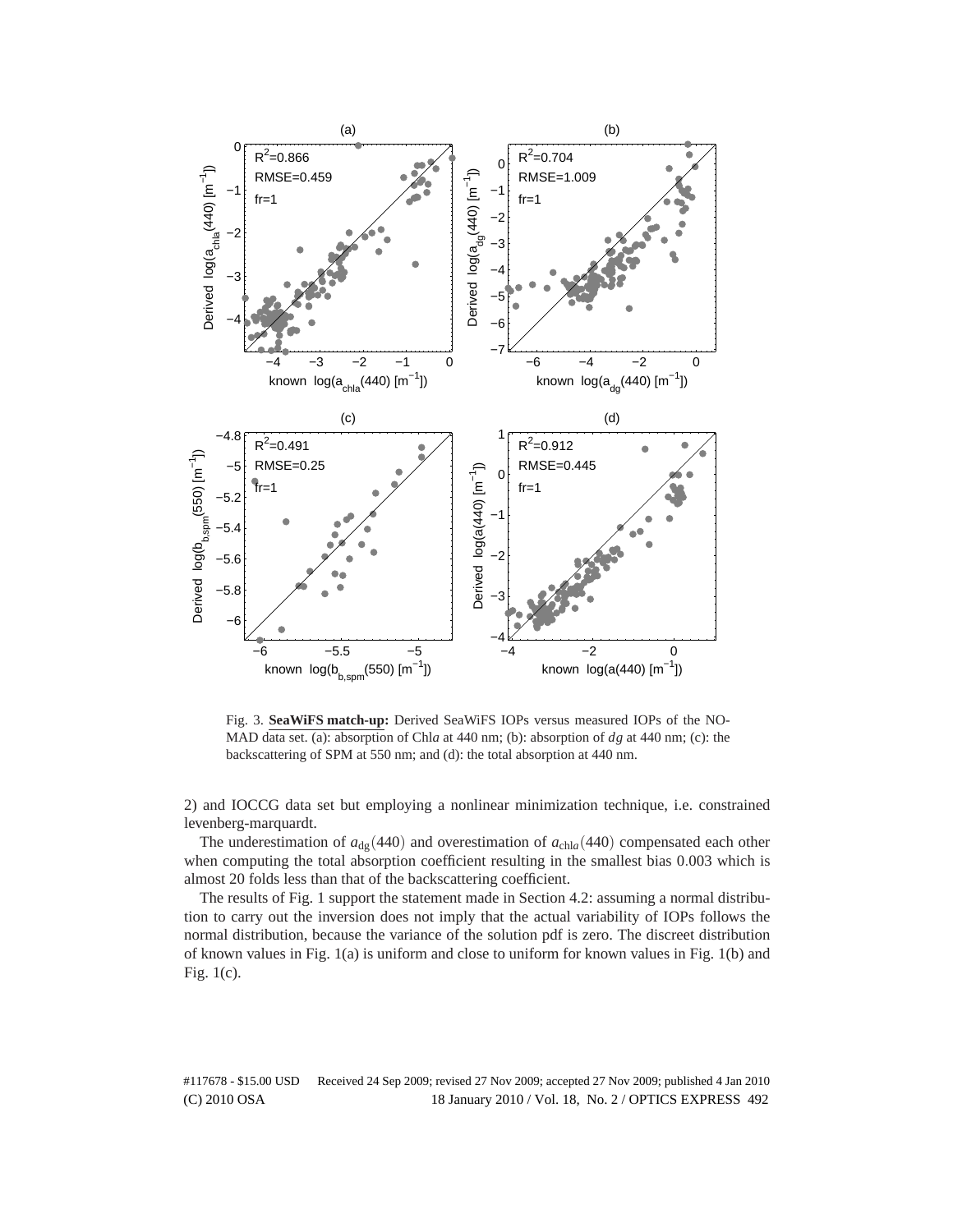Fig. 3. **SeaWiFS match-up:** Derived SeaWiFS IOPs versus measured IOPs of the NOMAD data set. (a): absorption of Chl*a* at 440 nm; (b): absorption of *dg* at 440 nm; (c): the backscattering of SPM at 550 nm; and (d): the total absorption at 440 nm.

2) and IOCCG data set but employing a nonlinear minimization technique, i.e. constrained levenberg-marquardt.

The underestimation of $a_{\mathrm{dg}}(440)$ and overestimation of $a_{\mathrm{chl}a}(440)$ compensated each other when computing the total absorption coefficient resulting in the smallest bias 0.003 which is almost 20 folds less than that of the backscattering coefficient.

The results of Fig. 1 support the statement made in Section 4.2: assuming a normal distribution to carry out the inversion does not imply that the actual variability of IOPs follows the normal distribution, because the variance of the solution pdf is zero. The discreet distribution of known values in Fig. 1(a) is uniform and close to uniform for known values in Fig. 1(b) and Fig. 1(c).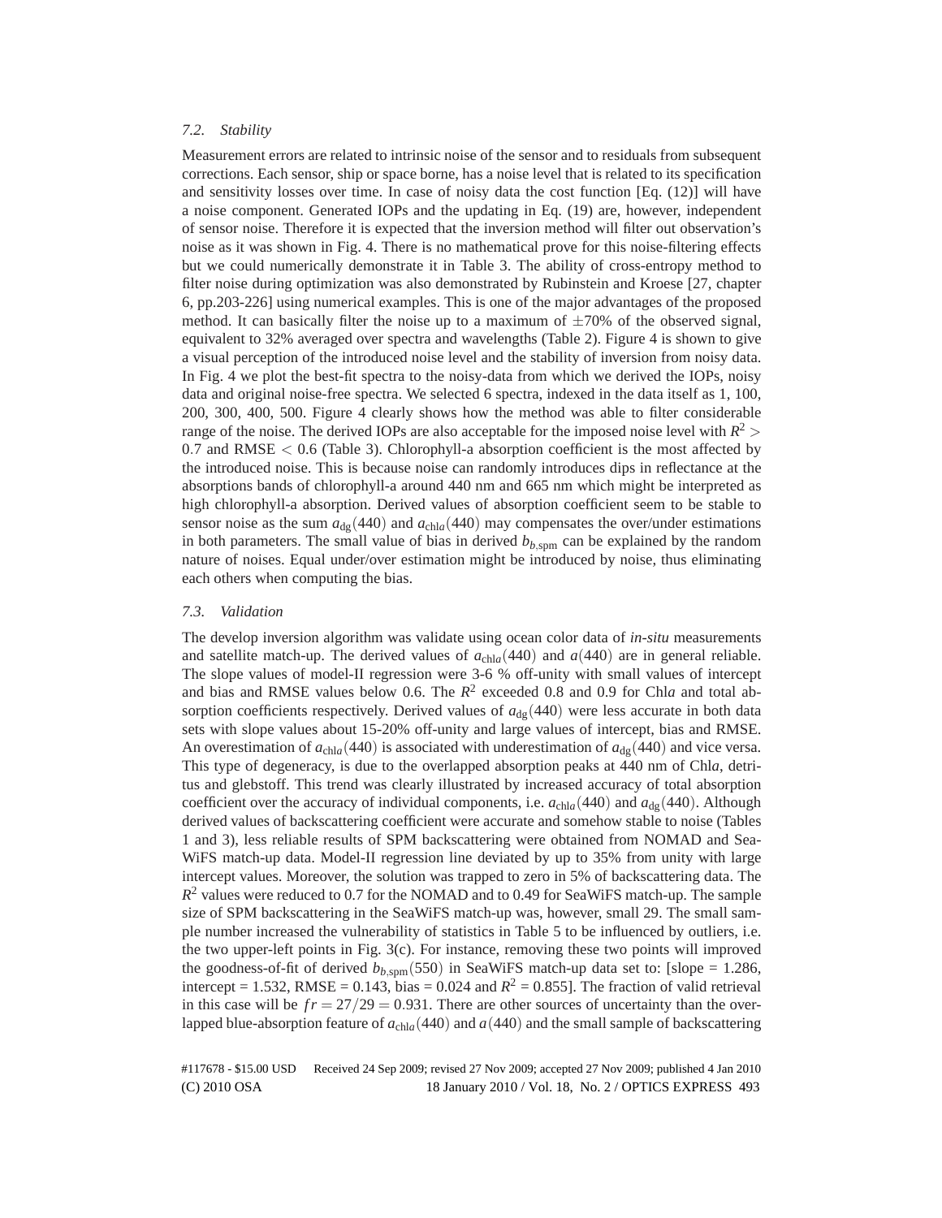### 7.2. Stability

Measurement errors are related to intrinsic noise of the sensor and to residuals from subsequent corrections. Each sensor, ship or space borne, has a noise level that is related to its specification and sensitivity losses over time. In case of noisy data the cost function [Eq. (12)] will have a noise component. Generated IOPs and the updating in Eq. (19) are, however, independent of sensor noise. Therefore it is expected that the inversion method will filter out observation's noise as it was shown in Fig. 4. There is no mathematical prove for this noise-filtering effects but we could numerically demonstrate it in Table 3. The ability of cross-entropy method to filter noise during optimization was also demonstrated by Rubinstein and Kroese [27, chapter 6, pp.203-226] using numerical examples. This is one of the major advantages of the proposed method. It can basically filter the noise up to a maximum of $\pm 70\%$ of the observed signal, equivalent to 32% averaged over spectra and wavelengths (Table 2). Figure 4 is shown to give a visual perception of the introduced noise level and the stability of inversion from noisy data. In Fig. 4 we plot the best-fit spectra to the noisy-data from which we derived the IOPs, noisy data and original noise-free spectra. We selected 6 spectra, indexed in the data itself as 1, 100, 200, 300, 400, 500. Figure 4 clearly shows how the method was able to filter considerable range of the noise. The derived IOPs are also acceptable for the imposed noise level with $R^2 > 0.7$ and RMSE $< 0.6$ (Table 3). Chlorophyll-a absorption coefficient is the most affected by the introduced noise. This is because noise can randomly introduces dips in reflectance at the absorptions bands of chlorophyll-a around 440 nm and 665 nm which might be interpreted as high chlorophyll-a absorption. Derived values of absorption coefficient seem to be stable to sensor noise as the sum $a_{\mathrm{dg}}(440)$ and $a_{\mathrm{chl}a}(440)$ may compensates the over/under estimations in both parameters. The small value of bias in derived $b_{b,\mathrm{spm}}$ can be explained by the random nature of noises. Equal under/over estimation might be introduced by noise, thus eliminating each others when computing the bias.

### 7.3. Validation

The develop inversion algorithm was validate using ocean color data of *in-situ* measurements and satellite match-up. The derived values of $a_{\mathrm{chl}a}(440)$ and $a(440)$ are in general reliable. The slope values of model-II regression were 3-6 % off-unity with small values of intercept and bias and RMSE values below 0.6. The $R^2$ exceeded 0.8 and 0.9 for Chl*a* and total absorption coefficients respectively. Derived values of $a_{\mathrm{dg}}(440)$ were less accurate in both data sets with slope values about 15-20% off-unity and large values of intercept, bias and RMSE. An overestimation of $a_{\mathrm{chl}a}(440)$ is associated with underestimation of $a_{\mathrm{dg}}(440)$ and vice versa. This type of degeneracy, is due to the overlapped absorption peaks at 440 nm of Chl*a*, detritus and glebstoff. This trend was clearly illustrated by increased accuracy of total absorption coefficient over the accuracy of individual components, i.e. $a_{\mathrm{chl}a}(440)$ and $a_{\mathrm{dg}}(440)$. Although derived values of backscattering coefficient were accurate and somehow stable to noise (Tables 1 and 3), less reliable results of SPM backscattering were obtained from NOMAD and SeaWiFS match-up data. Model-II regression line deviated by up to 35% from unity with large intercept values. Moreover, the solution was trapped to zero in 5% of backscattering data. The $R^2$ values were reduced to 0.7 for the NOMAD and to 0.49 for SeaWiFS match-up. The sample size of SPM backscattering in the SeaWiFS match-up was, however, small 29. The small sample number increased the vulnerability of statistics in Table 5 to be influenced by outliers, i.e. the two upper-left points in Fig. 3(c). For instance, removing these two points will improved the goodness-of-fit of derived $b_{b,\mathrm{spm}}(550)$ in SeaWiFS match-up data set to: [slope = 1.286, intercept = 1.532, RMSE = 0.143, bias = 0.024 and $R^2$ = 0.855]. The fraction of valid retrieval in this case will be $fr = 27/29 = 0.931$. There are other sources of uncertainty than the overlapped blue-absorption feature of $a_{\mathrm{chl}a}(440)$ and $a(440)$ and the small sample of backscattering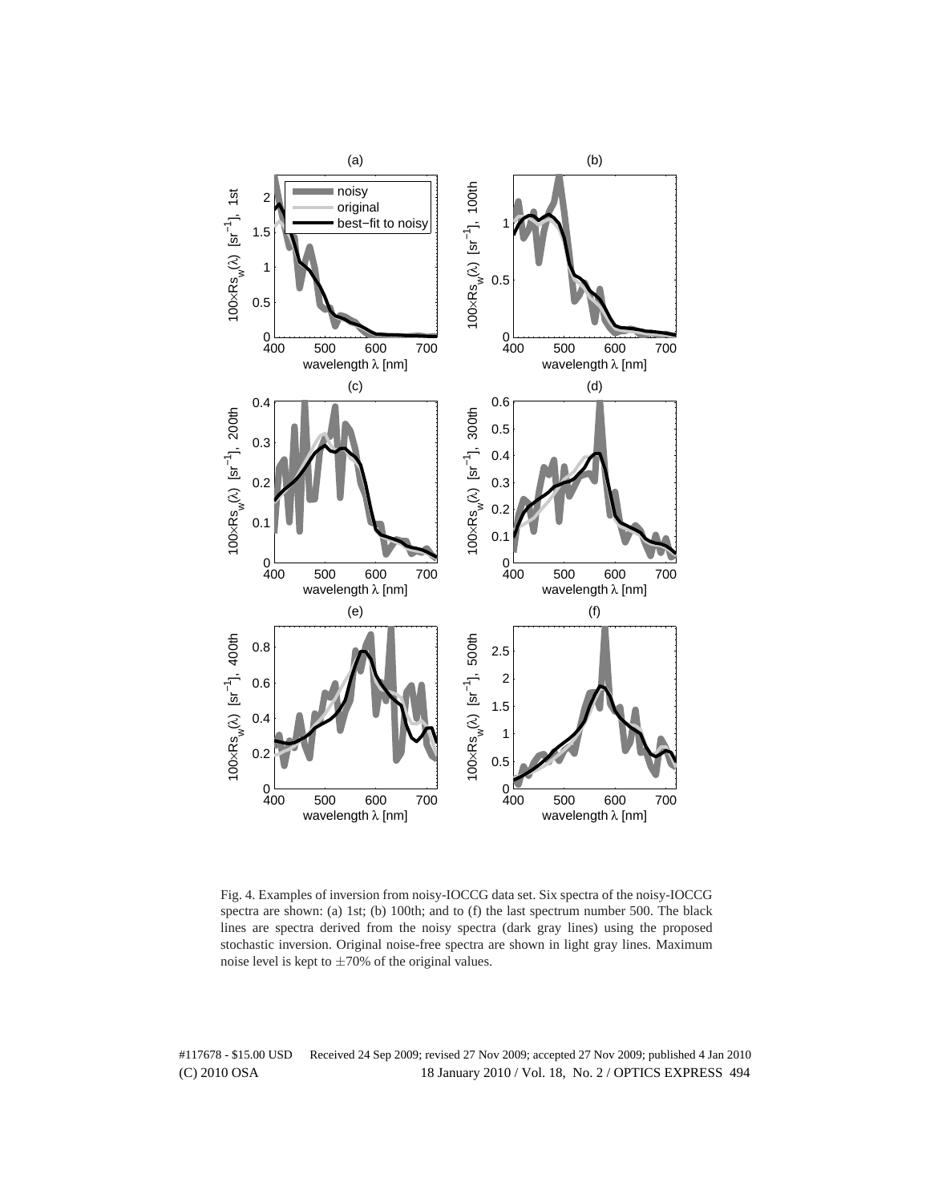Fig. 4. Examples of inversion from noisy-IOCCG data set. Six spectra of the noisy-IOCCG spectra are shown: (a) 1st; (b) 100th; and to (f) the last spectrum number 500. The black lines are spectra derived from the noisy spectra (dark gray lines) using the proposed stochastic inversion. Original noise-free spectra are shown in light gray lines. Maximum noise level is kept to $\pm 70\%$ of the original values.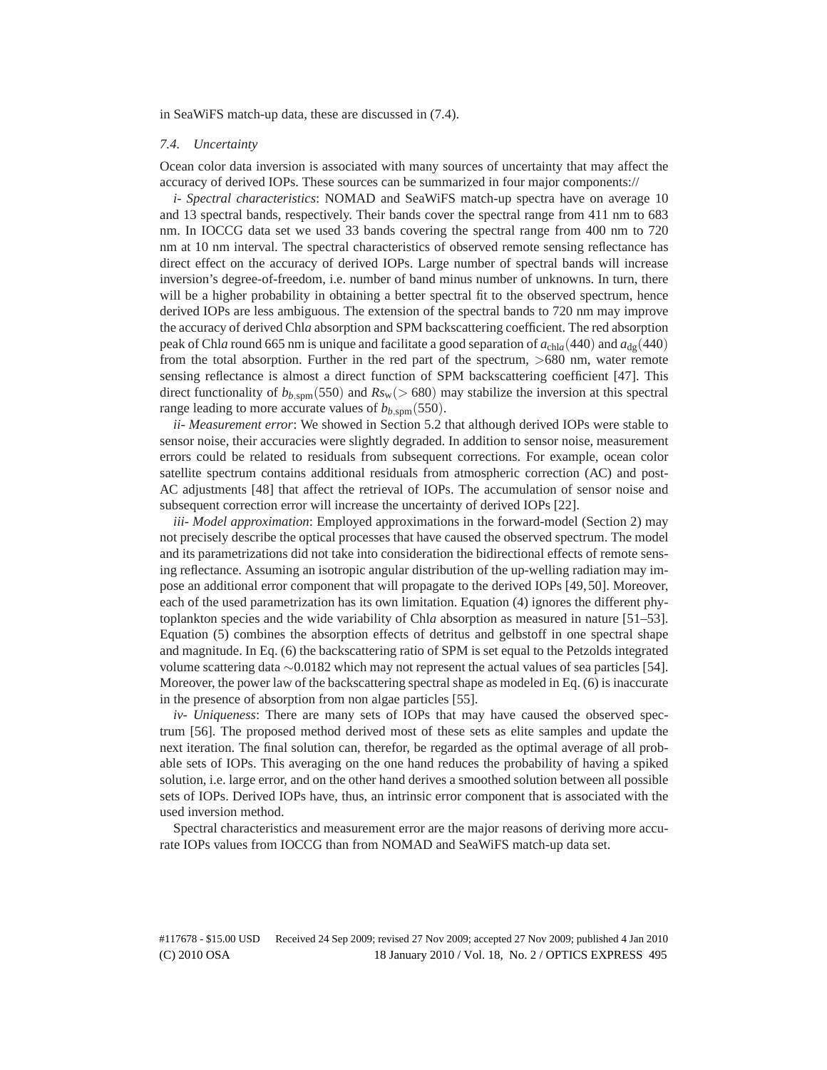in SeaWiFS match-up data, these are discussed in (7.4).

### *7.4. Uncertainty*

Ocean color data inversion is associated with many sources of uncertainty that may affect the accuracy of derived IOPs. These sources can be summarized in four major components://

*i- Spectral characteristics*: NOMAD and SeaWiFS match-up spectra have on average 10 and 13 spectral bands, respectively. Their bands cover the spectral range from 411 nm to 683 nm. In IOCCG data set we used 33 bands covering the spectral range from 400 nm to 720 nm at 10 nm interval. The spectral characteristics of observed remote sensing reflectance has direct effect on the accuracy of derived IOPs. Large number of spectral bands will increase inversion's degree-of-freedom, i.e. number of band minus number of unknowns. In turn, there will be a higher probability in obtaining a better spectral fit to the observed spectrum, hence derived IOPs are less ambiguous. The extension of the spectral bands to 720 nm may improve the accuracy of derived Chl*a* absorption and SPM backscattering coefficient. The red absorption peak of Chl*a* round 665 nm is unique and facilitate a good separation of $a_{\text{chl}a}(440)$ and $a_{\text{dg}}(440)$ from the total absorption. Further in the red part of the spectrum, $>680$ nm, water remote sensing reflectance is almost a direct function of SPM backscattering coefficient [47]. This direct functionality of $b_{b,\text{spm}}(550)$ and $Rs_{\text{w}}(>680)$ may stabilize the inversion at this spectral range leading to more accurate values of $b_{b,\text{spm}}(550)$.

*ii- Measurement error*: We showed in Section 5.2 that although derived IOPs were stable to sensor noise, their accuracies were slightly degraded. In addition to sensor noise, measurement errors could be related to residuals from subsequent corrections. For example, ocean color satellite spectrum contains additional residuals from atmospheric correction (AC) and post-AC adjustments [48] that affect the retrieval of IOPs. The accumulation of sensor noise and subsequent correction error will increase the uncertainty of derived IOPs [22].

*iii- Model approximation*: Employed approximations in the forward-model (Section 2) may not precisely describe the optical processes that have caused the observed spectrum. The model and its parametrizations did not take into consideration the bidirectional effects of remote sensing reflectance. Assuming an isotropic angular distribution of the up-welling radiation may impose an additional error component that will propagate to the derived IOPs [49, 50]. Moreover, each of the used parametrization has its own limitation. Equation (4) ignores the different phytoplankton species and the wide variability of Chl*a* absorption as measured in nature [51–53]. Equation (5) combines the absorption effects of detritus and gelbstoff in one spectral shape and magnitude. In Eq. (6) the backscattering ratio of SPM is set equal to the Petzolds integrated volume scattering data $\sim 0.0182$ which may not represent the actual values of sea particles [54]. Moreover, the power law of the backscattering spectral shape as modeled in Eq. (6) is inaccurate in the presence of absorption from non algae particles [55].

*iv- Uniqueness*: There are many sets of IOPs that may have caused the observed spectrum [56]. The proposed method derived most of these sets as elite samples and update the next iteration. The final solution can, therefor, be regarded as the optimal average of all probable sets of IOPs. This averaging on the one hand reduces the probability of having a spiked solution, i.e. large error, and on the other hand derives a smoothed solution between all possible sets of IOPs. Derived IOPs have, thus, an intrinsic error component that is associated with the used inversion method.

Spectral characteristics and measurement error are the major reasons of deriving more accurate IOPs values from IOCCG than from NOMAD and SeaWiFS match-up data set.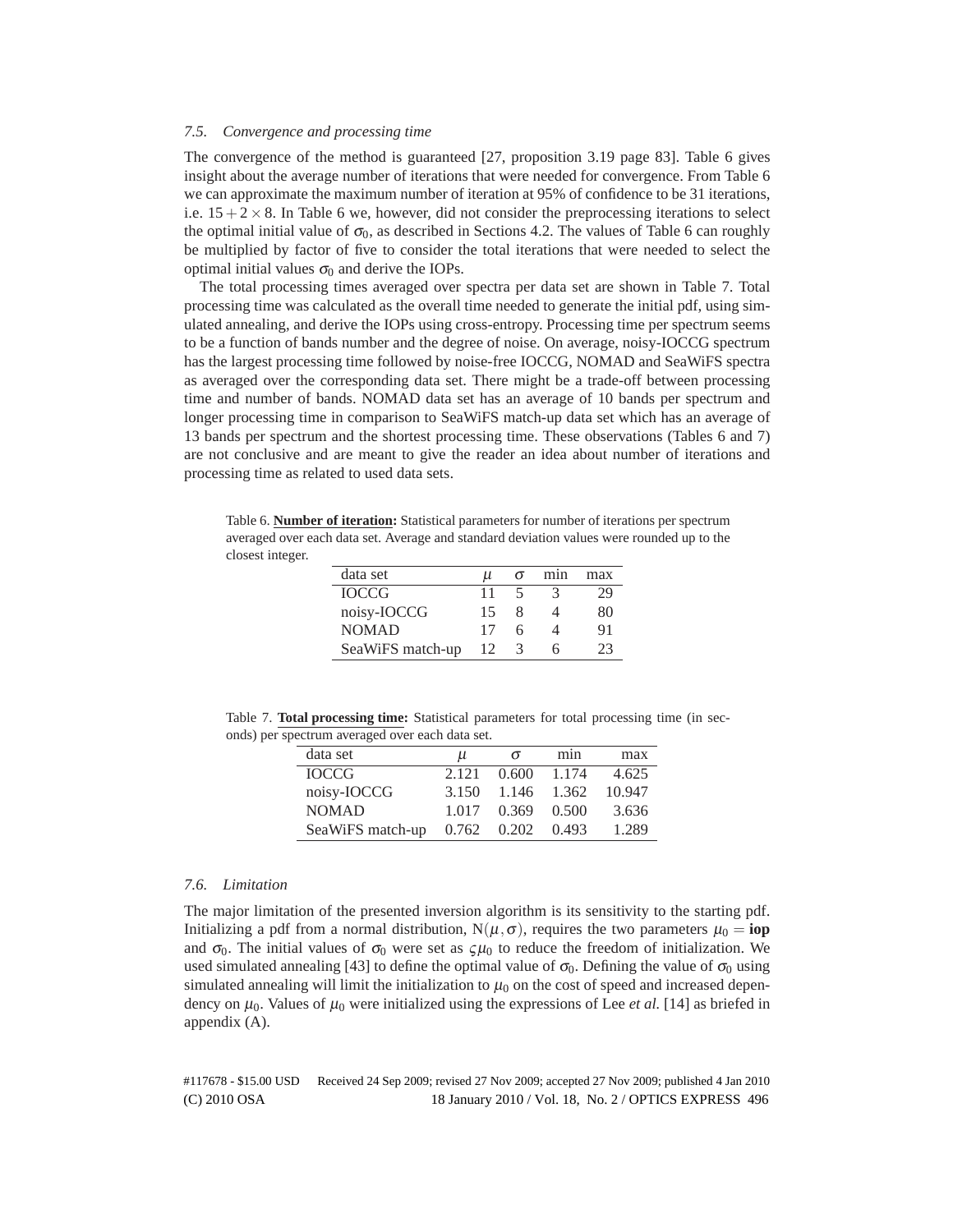### 7.5. Convergence and processing time

The convergence of the method is guaranteed [27, proposition 3.19 page 83]. Table 6 gives insight about the average number of iterations that were needed for convergence. From Table 6 we can approximate the maximum number of iteration at 95% of confidence to be 31 iterations, i.e. $15 + 2 \times 8$. In Table 6 we, however, did not consider the preprocessing iterations to select the optimal initial value of $\sigma_0$, as described in Sections 4.2. The values of Table 6 can roughly be multiplied by factor of five to consider the total iterations that were needed to select the optimal initial values $\sigma_0$ and derive the IOPs.

The total processing times averaged over spectra per data set are shown in Table 7. Total processing time was calculated as the overall time needed to generate the initial pdf, using simulated annealing, and derive the IOPs using cross-entropy. Processing time per spectrum seems to be a function of bands number and the degree of noise. On average, noisy-IOCCG spectrum has the largest processing time followed by noise-free IOCCG, NOMAD and SeaWiFS spectra as averaged over the corresponding data set. There might be a trade-off between processing time and number of bands. NOMAD data set has an average of 10 bands per spectrum and longer processing time in comparison to SeaWiFS match-up data set which has an average of 13 bands per spectrum and the shortest processing time. These observations (Tables 6 and 7) are not conclusive and are meant to give the reader an idea about number of iterations and processing time as related to used data sets.

Table 6. **Number of iteration:** Statistical parameters for number of iterations per spectrum averaged over each data set. Average and standard deviation values were rounded up to the closest integer.

| data set | $\mu$ | $\sigma$ | min | max |
|---|---|---|---|---|
| IOCCG | 11 | 5 | 3 | 29 |
| noisy-IOCCG | 15 | 8 | 4 | 80 |
| NOMAD | 17 | 6 | 4 | 91 |
| SeaWiFS match-up | 12 | 3 | 6 | 23 |

Table 7. **Total processing time:** Statistical parameters for total processing time (in seconds) per spectrum averaged over each data set.

| data set | $\mu$ | $\sigma$ | min | max |
|---|---|---|---|---|
| IOCCG | 2.121 | 0.600 | 1.174 | 4.625 |
| noisy-IOCCG | 3.150 | 1.146 | 1.362 | 10.947 |
| NOMAD | 1.017 | 0.369 | 0.500 | 3.636 |
| SeaWiFS match-up | 0.762 | 0.202 | 0.493 | 1.289 |

### 7.6. Limitation

The major limitation of the presented inversion algorithm is its sensitivity to the starting pdf. Initializing a pdf from a normal distribution, $\mathrm{N}(\mu, \sigma)$, requires the two parameters $\mu_0 = \mathbf{iop}$ and $\sigma_0$. The initial values of $\sigma_0$ were set as $\varsigma\mu_0$ to reduce the freedom of initialization. We used simulated annealing [43] to define the optimal value of $\sigma_0$. Defining the value of $\sigma_0$ using simulated annealing will limit the initialization to $\mu_0$ on the cost of speed and increased dependency on $\mu_0$. Values of $\mu_0$ were initialized using the expressions of Lee *et al.* [14] as briefed in appendix (A).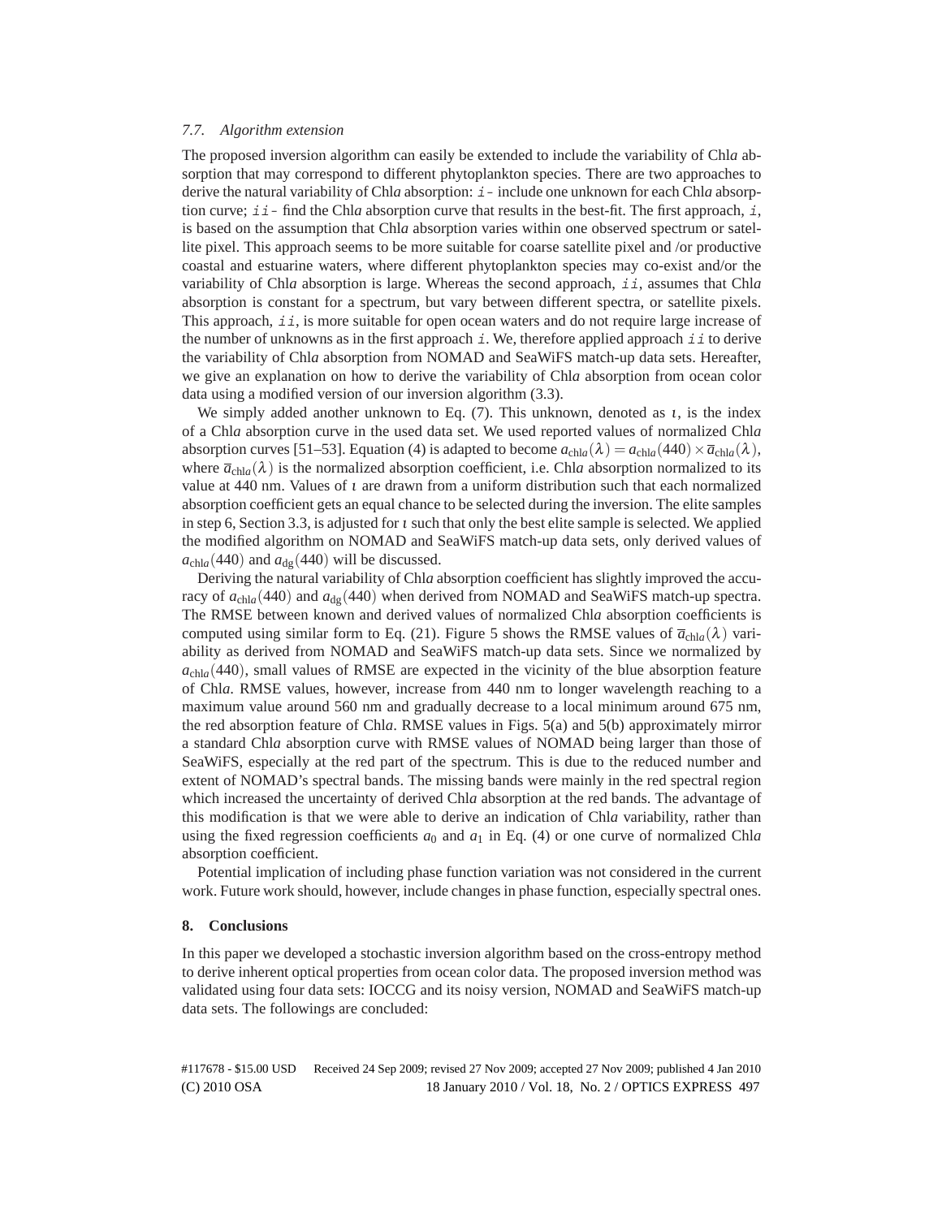### 7.7. Algorithm extension

The proposed inversion algorithm can easily be extended to include the variability of Chl*a* absorption that may correspond to different phytoplankton species. There are two approaches to derive the natural variability of Chl*a* absorption: `i`- include one unknown for each Chl*a* absorption curve; `ii`- find the Chl*a* absorption curve that results in the best-fit. The first approach, `i`, is based on the assumption that Chl*a* absorption varies within one observed spectrum or satellite pixel. This approach seems to be more suitable for coarse satellite pixel and /or productive coastal and estuarine waters, where different phytoplankton species may co-exist and/or the variability of Chl*a* absorption is large. Whereas the second approach, `ii`, assumes that Chl*a* absorption is constant for a spectrum, but vary between different spectra, or satellite pixels. This approach, `ii`, is more suitable for open ocean waters and do not require large increase of the number of unknowns as in the first approach `i`. We, therefore applied approach `ii` to derive the variability of Chl*a* absorption from NOMAD and SeaWiFS match-up data sets. Hereafter, we give an explanation on how to derive the variability of Chl*a* absorption from ocean color data using a modified version of our inversion algorithm (3.3).

We simply added another unknown to Eq. (7). This unknown, denoted as $\iota$, is the index of a Chl*a* absorption curve in the used data set. We used reported values of normalized Chl*a* absorption curves [51–53]. Equation (4) is adapted to become $a_{\text{chl}a}(\lambda) = a_{\text{chl}a}(440) \times \overline{a}_{\text{chl}a}(\lambda)$, where $\overline{a}_{\text{chl}a}(\lambda)$ is the normalized absorption coefficient, i.e. Chl*a* absorption normalized to its value at 440 nm. Values of $\iota$ are drawn from a uniform distribution such that each normalized absorption coefficient gets an equal chance to be selected during the inversion. The elite samples in step 6, Section 3.3, is adjusted for $\iota$ such that only the best elite sample is selected. We applied the modified algorithm on NOMAD and SeaWiFS match-up data sets, only derived values of $a_{\text{chl}a}(440)$ and $a_{\text{dg}}(440)$ will be discussed.

Deriving the natural variability of Chl*a* absorption coefficient has slightly improved the accuracy of $a_{\text{chl}a}(440)$ and $a_{\text{dg}}(440)$ when derived from NOMAD and SeaWiFS match-up spectra. The RMSE between known and derived values of normalized Chl*a* absorption coefficients is computed using similar form to Eq. (21). Figure 5 shows the RMSE values of $\overline{a}_{\text{chl}a}(\lambda)$ variability as derived from NOMAD and SeaWiFS match-up data sets. Since we normalized by $a_{\text{chl}a}(440)$, small values of RMSE are expected in the vicinity of the blue absorption feature of Chl*a*. RMSE values, however, increase from 440 nm to longer wavelength reaching to a maximum value around 560 nm and gradually decrease to a local minimum around 675 nm, the red absorption feature of Chl*a*. RMSE values in Figs. 5(a) and 5(b) approximately mirror a standard Chl*a* absorption curve with RMSE values of NOMAD being larger than those of SeaWiFS, especially at the red part of the spectrum. This is due to the reduced number and extent of NOMAD's spectral bands. The missing bands were mainly in the red spectral region which increased the uncertainty of derived Chl*a* absorption at the red bands. The advantage of this modification is that we were able to derive an indication of Chl*a* variability, rather than using the fixed regression coefficients $a_0$ and $a_1$ in Eq. (4) or one curve of normalized Chl*a* absorption coefficient.

Potential implication of including phase function variation was not considered in the current work. Future work should, however, include changes in phase function, especially spectral ones.

## 8. Conclusions

In this paper we developed a stochastic inversion algorithm based on the cross-entropy method to derive inherent optical properties from ocean color data. The proposed inversion method was validated using four data sets: IOCCG and its noisy version, NOMAD and SeaWiFS match-up data sets. The followings are concluded: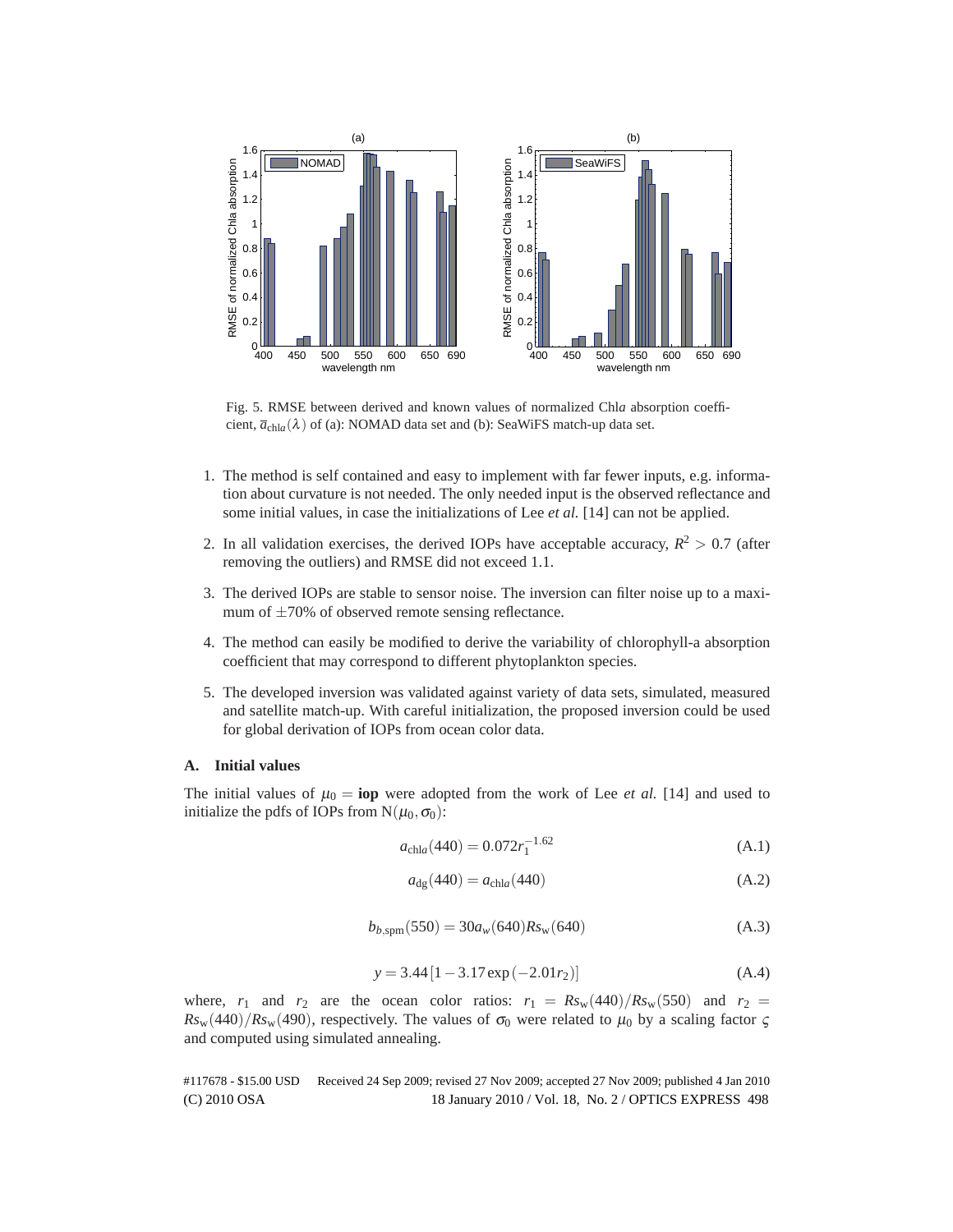Fig. 5. RMSE between derived and known values of normalized Chl*a* absorption coefficient, $\bar{a}_{\mathrm{chl}a}(\lambda)$ of (a): NOMAD data set and (b): SeaWiFS match-up data set.

1. The method is self contained and easy to implement with far fewer inputs, e.g. information about curvature is not needed. The only needed input is the observed reflectance and some initial values, in case the initializations of Lee *et al.* [14] can not be applied.

2. In all validation exercises, the derived IOPs have acceptable accuracy, $R^2 > 0.7$ (after removing the outliers) and RMSE did not exceed 1.1.

3. The derived IOPs are stable to sensor noise. The inversion can filter noise up to a maximum of $\pm 70\%$ of observed remote sensing reflectance.

4. The method can easily be modified to derive the variability of chlorophyll-a absorption coefficient that may correspond to different phytoplankton species.

5. The developed inversion was validated against variety of data sets, simulated, measured and satellite match-up. With careful initialization, the proposed inversion could be used for global derivation of IOPs from ocean color data.

## A. Initial values

The initial values of $\mu_0 = \mathbf{iop}$ were adopted from the work of Lee *et al.* [14] and used to initialize the pdfs of IOPs from $\mathrm{N}(\mu_0, \sigma_0)$:

$$a_{\mathrm{chl}a}(440) = 0.072 r_1^{-1.62} \tag{A.1}$$

$$a_{\mathrm{dg}}(440) = a_{\mathrm{chl}a}(440) \tag{A.2}$$

$$b_{b,\mathrm{spm}}(550) = 30 a_w(640) Rs_{\mathrm{w}}(640) \tag{A.3}$$

$$y = 3.44\left[1 - 3.17\exp\left(-2.01 r_2\right)\right] \tag{A.4}$$

where, $r_1$ and $r_2$ are the ocean color ratios: $r_1 = Rs_{\mathrm{w}}(440)/Rs_{\mathrm{w}}(550)$ and $r_2 = Rs_{\mathrm{w}}(440)/Rs_{\mathrm{w}}(490)$, respectively. The values of $\sigma_0$ were related to $\mu_0$ by a scaling factor $\varsigma$ and computed using simulated annealing.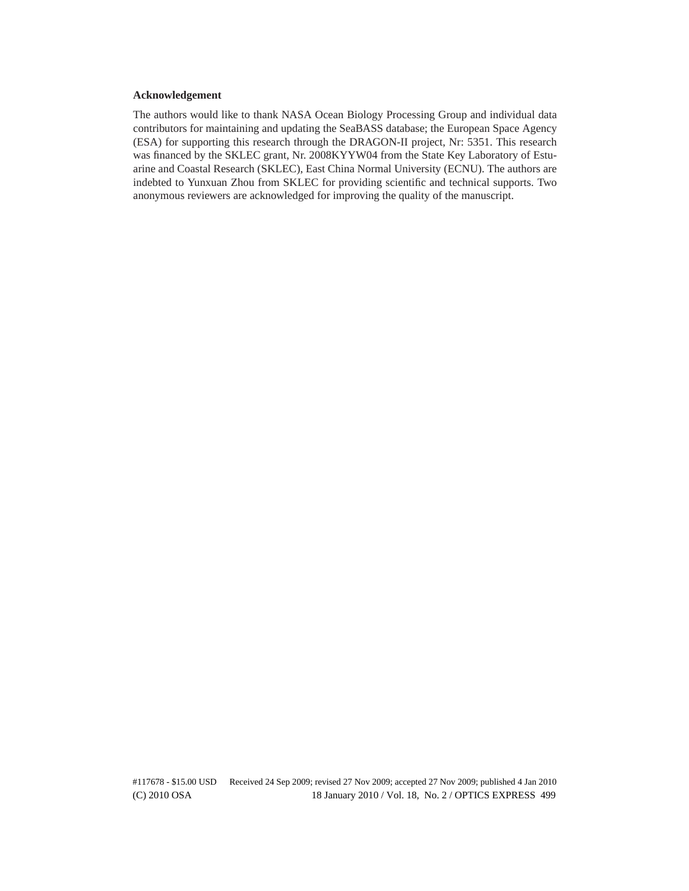**Acknowledgement**

The authors would like to thank NASA Ocean Biology Processing Group and individual data contributors for maintaining and updating the SeaBASS database; the European Space Agency (ESA) for supporting this research through the DRAGON-II project, Nr: 5351. This research was financed by the SKLEC grant, Nr. 2008KYYW04 from the State Key Laboratory of Estuarine and Coastal Research (SKLEC), East China Normal University (ECNU). The authors are indebted to Yunxuan Zhou from SKLEC for providing scientific and technical supports. Two anonymous reviewers are acknowledged for improving the quality of the manuscript.